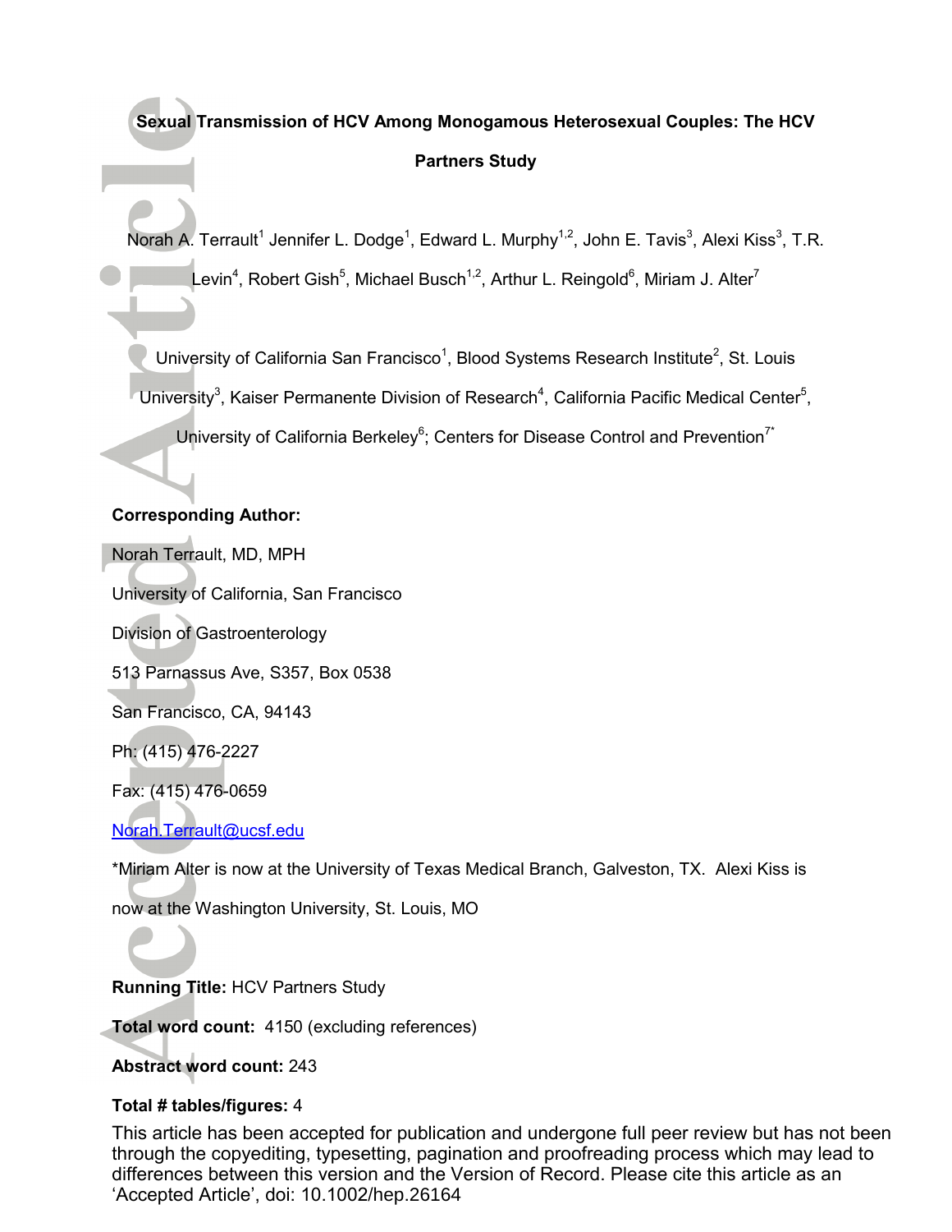# Sexual Transmission of HCV Among Monogamous Heterosexual Couples: The HCV Partners Study

Norah A. Terrault[1] Jennifer L. Dodge[1], Edward L. Murphy[1,2], John E. Tavis[3], Alexi Kiss[3], T.R. Levin[4], Robert Gish[5], Michael Busch[1,2], Arthur L. Reingold[6], Miriam J. Alter[7]

University of California San Francisco[1], Blood Systems Research Institute[2], St. Louis University[3], Kaiser Permanente Division of Research[4], California Pacific Medical Center[5], University of California Berkeley[6]; Centers for Disease Control and Prevention[7*]

**Corresponding Author:**

Norah Terrault, MD, MPH

University of California, San Francisco

Division of Gastroenterology

513 Parnassus Ave, S357, Box 0538

San Francisco, CA, 94143

Ph: (415) 476-2227

Fax: (415) 476-0659

Norah.Terrault@ucsf.edu

*Miriam Alter is now at the University of Texas Medical Branch, Galveston, TX. Alexi Kiss is now at the Washington University, St. Louis, MO

**Running Title:** HCV Partners Study

**Total word count:** 4150 (excluding references)

**Abstract word count:** 243

**Total # tables/figures:** 4

This article has been accepted for publication and undergone full peer review but has not been through the copyediting, typesetting, pagination and proofreading process which may lead to differences between this version and the Version of Record. Please cite this article as an 'Accepted Article', doi: 10.1002/hep.26164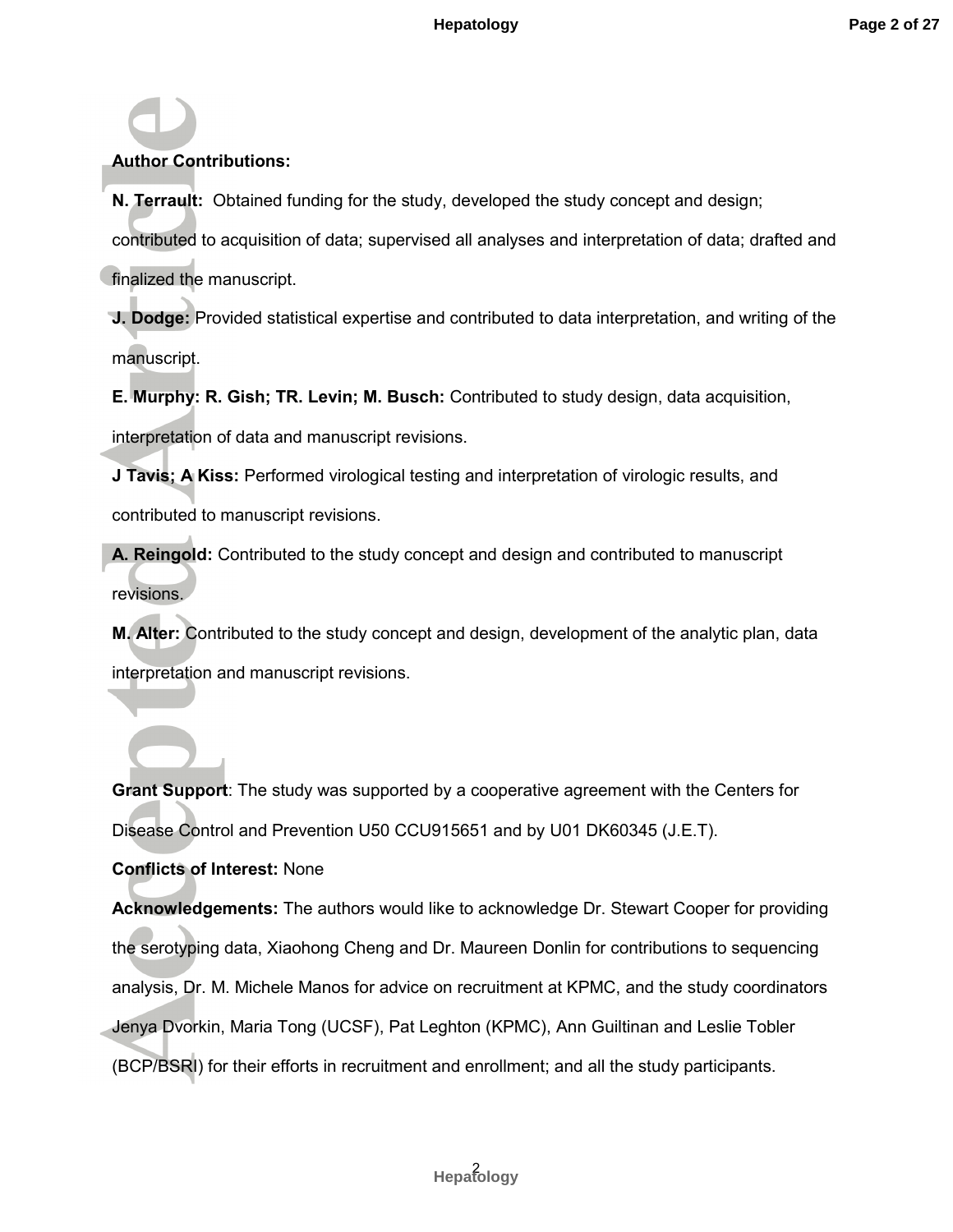**Author Contributions:**

**N. Terrault:** Obtained funding for the study, developed the study concept and design; contributed to acquisition of data; supervised all analyses and interpretation of data; drafted and finalized the manuscript.

**J. Dodge:** Provided statistical expertise and contributed to data interpretation, and writing of the manuscript.

**E. Murphy: R. Gish; TR. Levin; M. Busch:** Contributed to study design, data acquisition, interpretation of data and manuscript revisions.

**J Tavis; A Kiss:** Performed virological testing and interpretation of virologic results, and contributed to manuscript revisions.

**A. Reingold:** Contributed to the study concept and design and contributed to manuscript revisions.

**M. Alter:** Contributed to the study concept and design, development of the analytic plan, data interpretation and manuscript revisions.

**Grant Support**: The study was supported by a cooperative agreement with the Centers for Disease Control and Prevention U50 CCU915651 and by U01 DK60345 (J.E.T).

**Conflicts of Interest:** None

**Acknowledgements:** The authors would like to acknowledge Dr. Stewart Cooper for providing the serotyping data, Xiaohong Cheng and Dr. Maureen Donlin for contributions to sequencing analysis, Dr. M. Michele Manos for advice on recruitment at KPMC, and the study coordinators Jenya Dvorkin, Maria Tong (UCSF), Pat Leghton (KPMC), Ann Guiltinan and Leslie Tobler (BCP/BSRI) for their efforts in recruitment and enrollment; and all the study participants.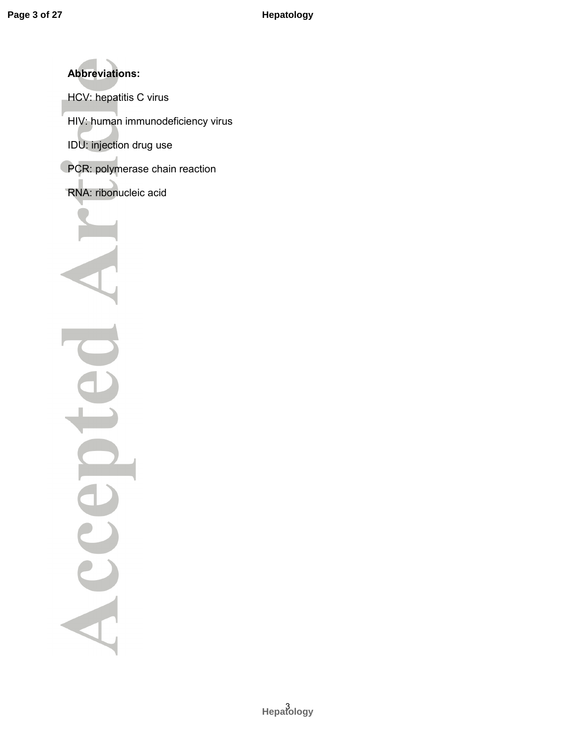**Abbreviations:**

HCV: hepatitis C virus

HIV: human immunodeficiency virus

IDU: injection drug use

PCR: polymerase chain reaction

RNA: ribonucleic acid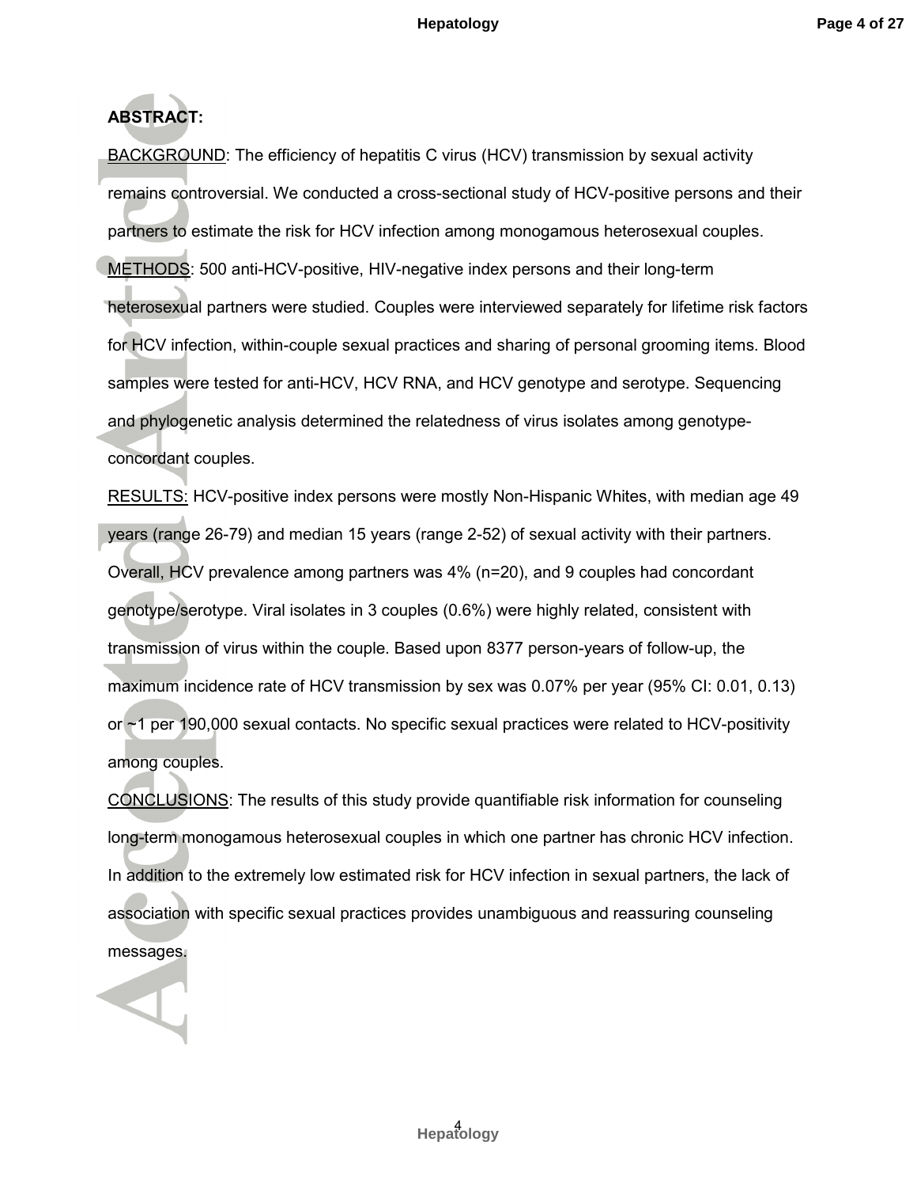**ABSTRACT:**

BACKGROUND: The efficiency of hepatitis C virus (HCV) transmission by sexual activity remains controversial. We conducted a cross-sectional study of HCV-positive persons and their partners to estimate the risk for HCV infection among monogamous heterosexual couples.

METHODS: 500 anti-HCV-positive, HIV-negative index persons and their long-term heterosexual partners were studied. Couples were interviewed separately for lifetime risk factors for HCV infection, within-couple sexual practices and sharing of personal grooming items. Blood samples were tested for anti-HCV, HCV RNA, and HCV genotype and serotype. Sequencing and phylogenetic analysis determined the relatedness of virus isolates among genotype-concordant couples.

RESULTS: HCV-positive index persons were mostly Non-Hispanic Whites, with median age 49 years (range 26-79) and median 15 years (range 2-52) of sexual activity with their partners. Overall, HCV prevalence among partners was 4% (n=20), and 9 couples had concordant genotype/serotype. Viral isolates in 3 couples (0.6%) were highly related, consistent with transmission of virus within the couple. Based upon 8377 person-years of follow-up, the maximum incidence rate of HCV transmission by sex was 0.07% per year (95% CI: 0.01, 0.13) or ~1 per 190,000 sexual contacts. No specific sexual practices were related to HCV-positivity among couples.

CONCLUSIONS: The results of this study provide quantifiable risk information for counseling long-term monogamous heterosexual couples in which one partner has chronic HCV infection. In addition to the extremely low estimated risk for HCV infection in sexual partners, the lack of association with specific sexual practices provides unambiguous and reassuring counseling messages.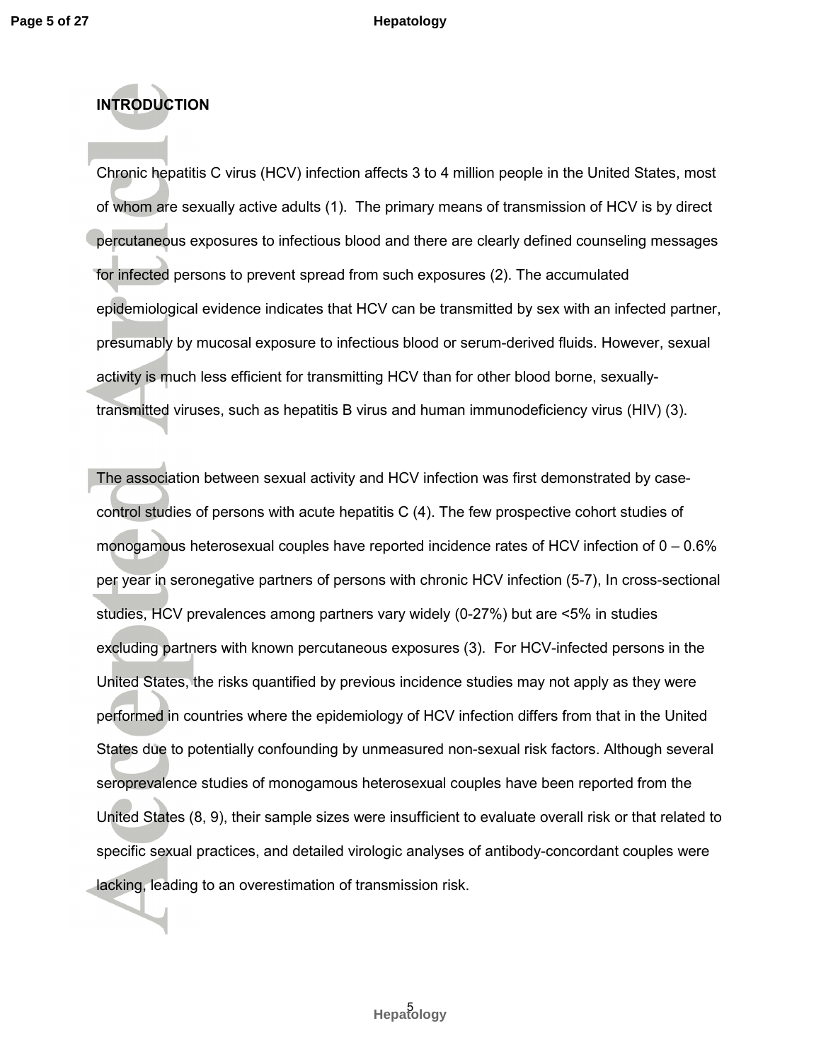## INTRODUCTION

Chronic hepatitis C virus (HCV) infection affects 3 to 4 million people in the United States, most of whom are sexually active adults (1). The primary means of transmission of HCV is by direct percutaneous exposures to infectious blood and there are clearly defined counseling messages for infected persons to prevent spread from such exposures (2). The accumulated epidemiological evidence indicates that HCV can be transmitted by sex with an infected partner, presumably by mucosal exposure to infectious blood or serum-derived fluids. However, sexual activity is much less efficient for transmitting HCV than for other blood borne, sexually-transmitted viruses, such as hepatitis B virus and human immunodeficiency virus (HIV) (3).

The association between sexual activity and HCV infection was first demonstrated by case-control studies of persons with acute hepatitis C (4). The few prospective cohort studies of monogamous heterosexual couples have reported incidence rates of HCV infection of 0 – 0.6% per year in seronegative partners of persons with chronic HCV infection (5-7), In cross-sectional studies, HCV prevalences among partners vary widely (0-27%) but are <5% in studies excluding partners with known percutaneous exposures (3). For HCV-infected persons in the United States, the risks quantified by previous incidence studies may not apply as they were performed in countries where the epidemiology of HCV infection differs from that in the United States due to potentially confounding by unmeasured non-sexual risk factors. Although several seroprevalence studies of monogamous heterosexual couples have been reported from the United States (8, 9), their sample sizes were insufficient to evaluate overall risk or that related to specific sexual practices, and detailed virologic analyses of antibody-concordant couples were lacking, leading to an overestimation of transmission risk.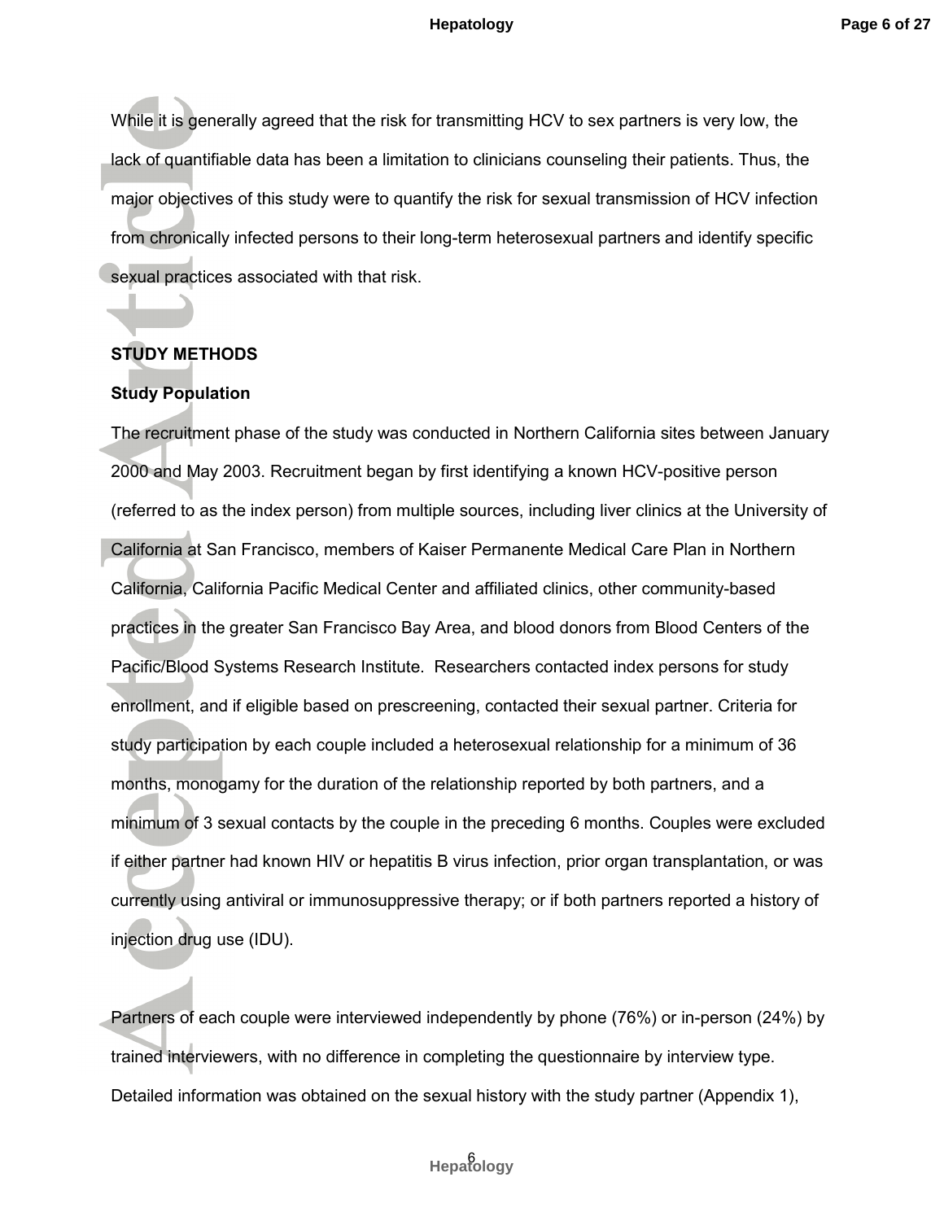While it is generally agreed that the risk for transmitting HCV to sex partners is very low, the lack of quantifiable data has been a limitation to clinicians counseling their patients. Thus, the major objectives of this study were to quantify the risk for sexual transmission of HCV infection from chronically infected persons to their long-term heterosexual partners and identify specific sexual practices associated with that risk.

## STUDY METHODS

### Study Population

The recruitment phase of the study was conducted in Northern California sites between January 2000 and May 2003. Recruitment began by first identifying a known HCV-positive person (referred to as the index person) from multiple sources, including liver clinics at the University of California at San Francisco, members of Kaiser Permanente Medical Care Plan in Northern California, California Pacific Medical Center and affiliated clinics, other community-based practices in the greater San Francisco Bay Area, and blood donors from Blood Centers of the Pacific/Blood Systems Research Institute. Researchers contacted index persons for study enrollment, and if eligible based on prescreening, contacted their sexual partner. Criteria for study participation by each couple included a heterosexual relationship for a minimum of 36 months, monogamy for the duration of the relationship reported by both partners, and a minimum of 3 sexual contacts by the couple in the preceding 6 months. Couples were excluded if either partner had known HIV or hepatitis B virus infection, prior organ transplantation, or was currently using antiviral or immunosuppressive therapy; or if both partners reported a history of injection drug use (IDU).

Partners of each couple were interviewed independently by phone (76%) or in-person (24%) by trained interviewers, with no difference in completing the questionnaire by interview type. Detailed information was obtained on the sexual history with the study partner (Appendix 1),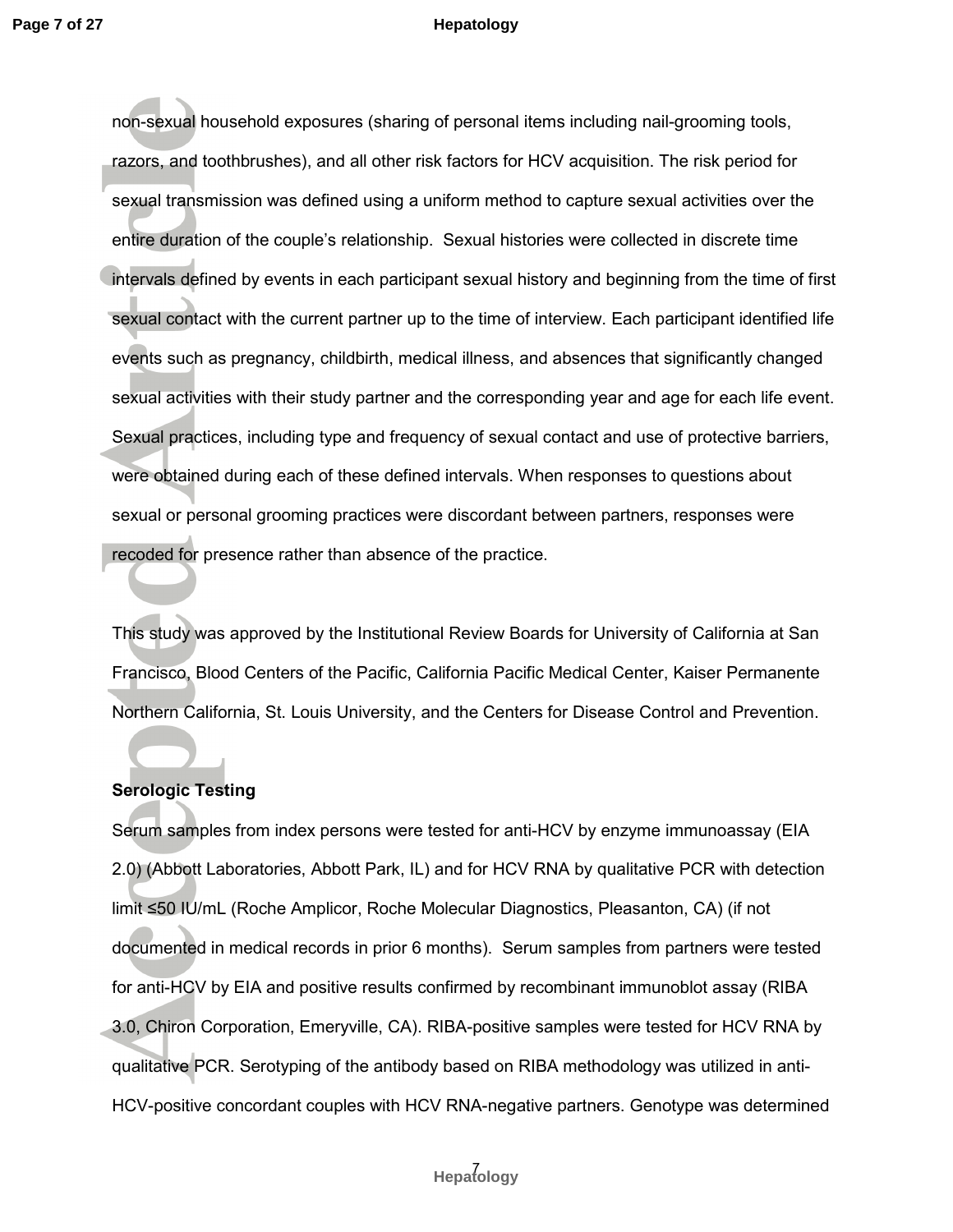non-sexual household exposures (sharing of personal items including nail-grooming tools, razors, and toothbrushes), and all other risk factors for HCV acquisition. The risk period for sexual transmission was defined using a uniform method to capture sexual activities over the entire duration of the couple's relationship. Sexual histories were collected in discrete time intervals defined by events in each participant sexual history and beginning from the time of first sexual contact with the current partner up to the time of interview. Each participant identified life events such as pregnancy, childbirth, medical illness, and absences that significantly changed sexual activities with their study partner and the corresponding year and age for each life event. Sexual practices, including type and frequency of sexual contact and use of protective barriers, were obtained during each of these defined intervals. When responses to questions about sexual or personal grooming practices were discordant between partners, responses were recoded for presence rather than absence of the practice.

This study was approved by the Institutional Review Boards for University of California at San Francisco, Blood Centers of the Pacific, California Pacific Medical Center, Kaiser Permanente Northern California, St. Louis University, and the Centers for Disease Control and Prevention.

**Serologic Testing**

Serum samples from index persons were tested for anti-HCV by enzyme immunoassay (EIA 2.0) (Abbott Laboratories, Abbott Park, IL) and for HCV RNA by qualitative PCR with detection limit ≤50 IU/mL (Roche Amplicor, Roche Molecular Diagnostics, Pleasanton, CA) (if not documented in medical records in prior 6 months). Serum samples from partners were tested for anti-HCV by EIA and positive results confirmed by recombinant immunoblot assay (RIBA 3.0, Chiron Corporation, Emeryville, CA). RIBA-positive samples were tested for HCV RNA by qualitative PCR. Serotyping of the antibody based on RIBA methodology was utilized in anti-HCV-positive concordant couples with HCV RNA-negative partners. Genotype was determined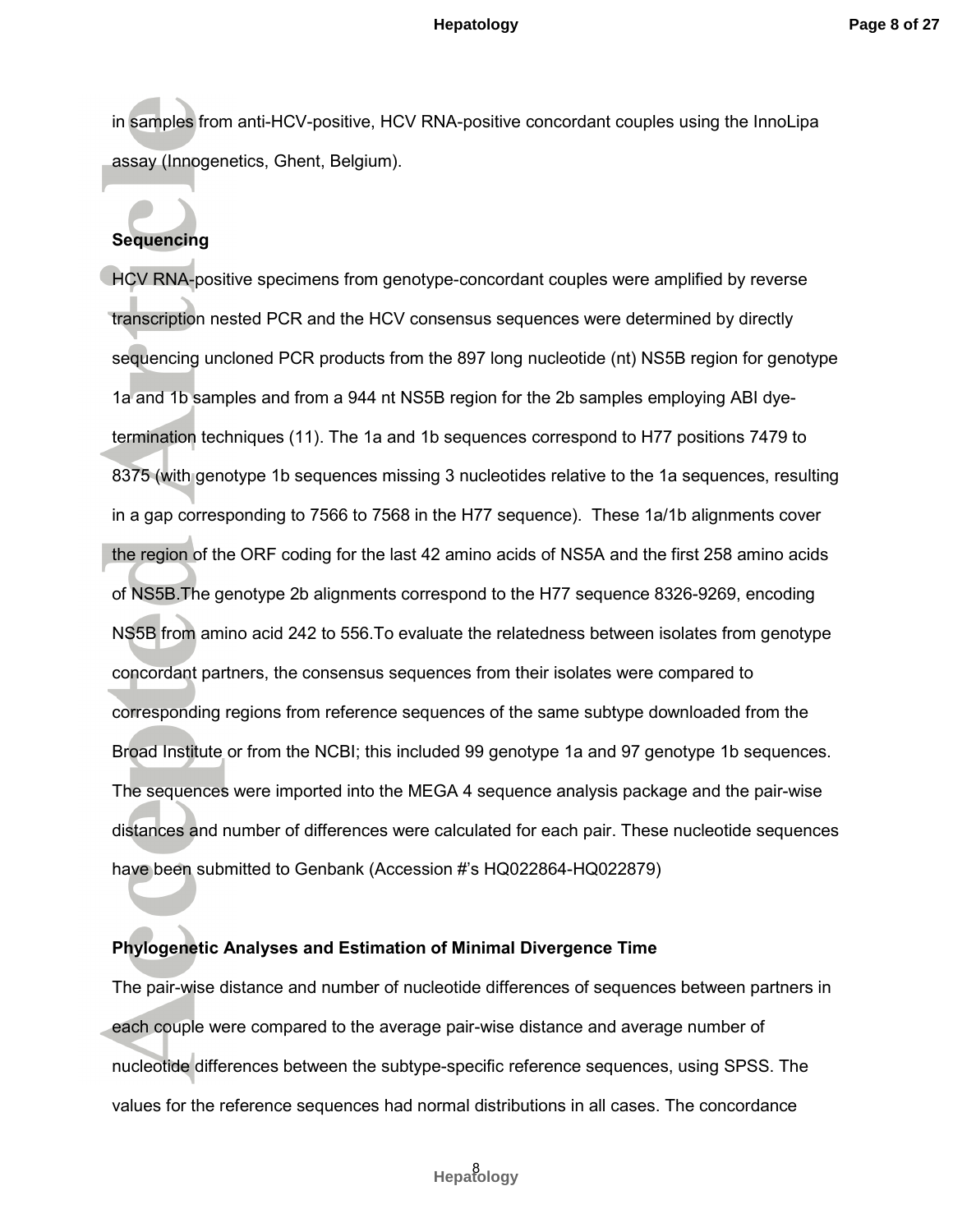in samples from anti-HCV-positive, HCV RNA-positive concordant couples using the InnoLipa assay (Innogenetics, Ghent, Belgium).

**Sequencing**

HCV RNA-positive specimens from genotype-concordant couples were amplified by reverse transcription nested PCR and the HCV consensus sequences were determined by directly sequencing uncloned PCR products from the 897 long nucleotide (nt) NS5B region for genotype 1a and 1b samples and from a 944 nt NS5B region for the 2b samples employing ABI dye-termination techniques (11). The 1a and 1b sequences correspond to H77 positions 7479 to 8375 (with genotype 1b sequences missing 3 nucleotides relative to the 1a sequences, resulting in a gap corresponding to 7566 to 7568 in the H77 sequence). These 1a/1b alignments cover the region of the ORF coding for the last 42 amino acids of NS5A and the first 258 amino acids of NS5B.The genotype 2b alignments correspond to the H77 sequence 8326-9269, encoding NS5B from amino acid 242 to 556.To evaluate the relatedness between isolates from genotype concordant partners, the consensus sequences from their isolates were compared to corresponding regions from reference sequences of the same subtype downloaded from the Broad Institute or from the NCBI; this included 99 genotype 1a and 97 genotype 1b sequences. The sequences were imported into the MEGA 4 sequence analysis package and the pair-wise distances and number of differences were calculated for each pair. These nucleotide sequences have been submitted to Genbank (Accession #'s HQ022864-HQ022879)

**Phylogenetic Analyses and Estimation of Minimal Divergence Time**

The pair-wise distance and number of nucleotide differences of sequences between partners in each couple were compared to the average pair-wise distance and average number of nucleotide differences between the subtype-specific reference sequences, using SPSS. The values for the reference sequences had normal distributions in all cases. The concordance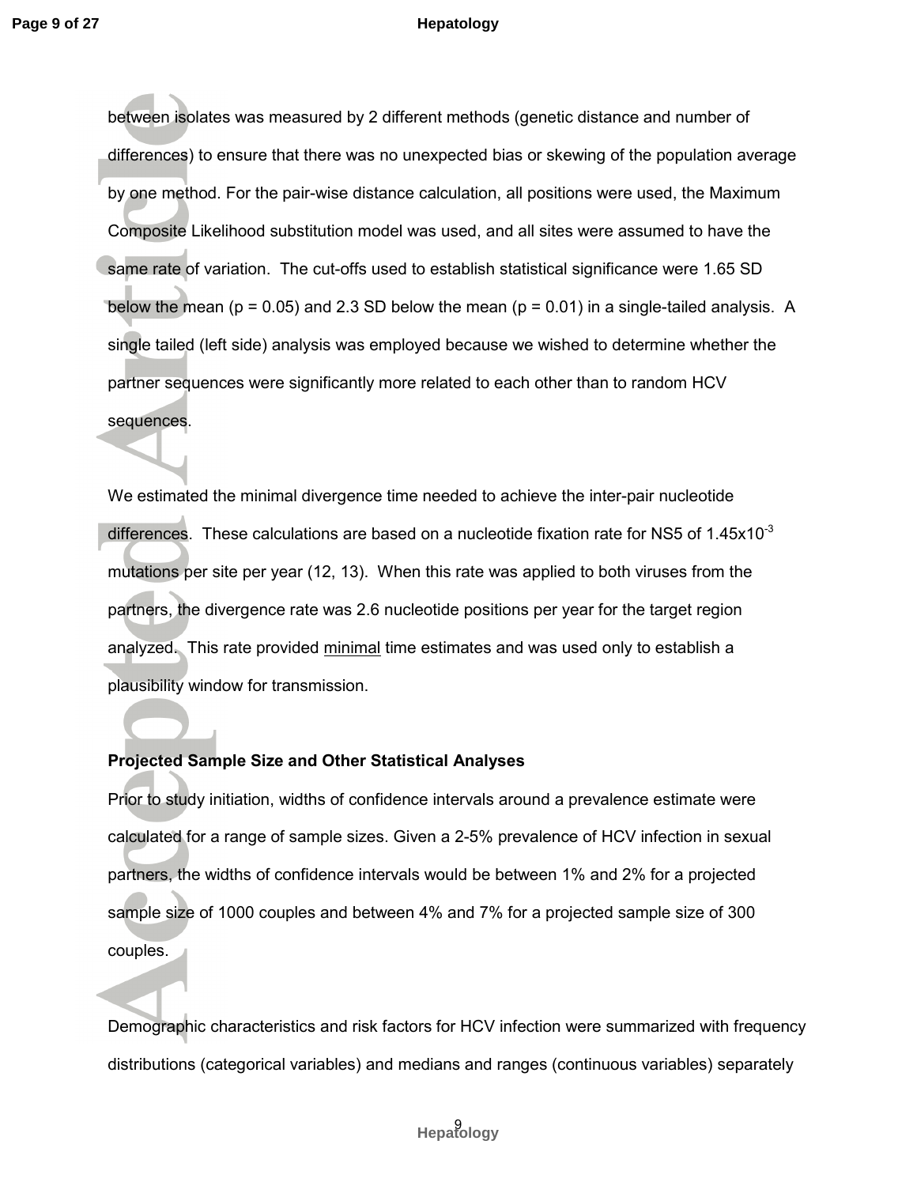between isolates was measured by 2 different methods (genetic distance and number of differences) to ensure that there was no unexpected bias or skewing of the population average by one method. For the pair-wise distance calculation, all positions were used, the Maximum Composite Likelihood substitution model was used, and all sites were assumed to have the same rate of variation. The cut-offs used to establish statistical significance were 1.65 SD below the mean ($p = 0.05$) and 2.3 SD below the mean ($p = 0.01$) in a single-tailed analysis. A single tailed (left side) analysis was employed because we wished to determine whether the partner sequences were significantly more related to each other than to random HCV sequences.

We estimated the minimal divergence time needed to achieve the inter-pair nucleotide differences. These calculations are based on a nucleotide fixation rate for NS5 of $1.45 \times 10^{-3}$ mutations per site per year (12, 13). When this rate was applied to both viruses from the partners, the divergence rate was 2.6 nucleotide positions per year for the target region analyzed. This rate provided <u>minimal</u> time estimates and was used only to establish a plausibility window for transmission.

### Projected Sample Size and Other Statistical Analyses

Prior to study initiation, widths of confidence intervals around a prevalence estimate were calculated for a range of sample sizes. Given a 2-5% prevalence of HCV infection in sexual partners, the widths of confidence intervals would be between 1% and 2% for a projected sample size of 1000 couples and between 4% and 7% for a projected sample size of 300 couples.

Demographic characteristics and risk factors for HCV infection were summarized with frequency distributions (categorical variables) and medians and ranges (continuous variables) separately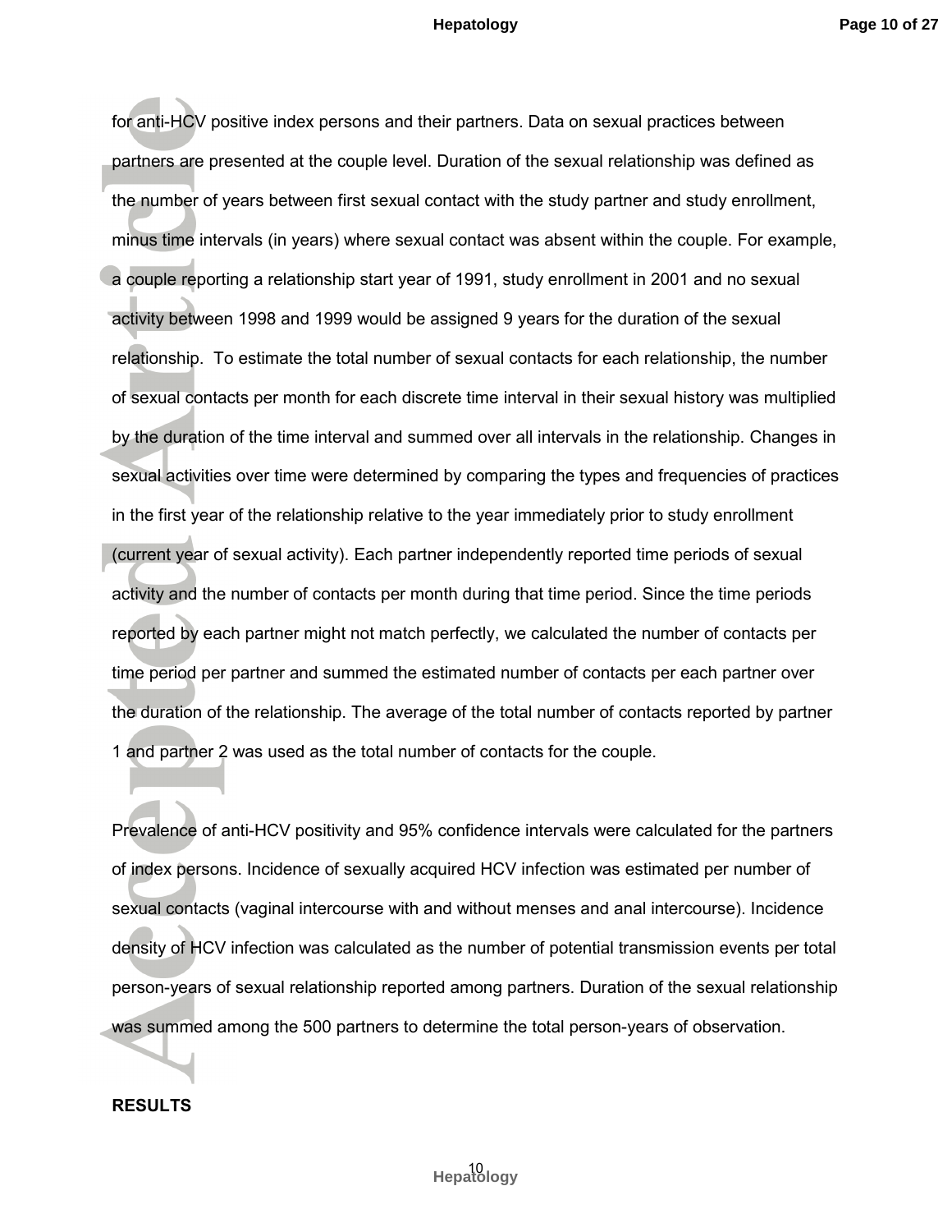for anti-HCV positive index persons and their partners. Data on sexual practices between partners are presented at the couple level. Duration of the sexual relationship was defined as the number of years between first sexual contact with the study partner and study enrollment, minus time intervals (in years) where sexual contact was absent within the couple. For example, a couple reporting a relationship start year of 1991, study enrollment in 2001 and no sexual activity between 1998 and 1999 would be assigned 9 years for the duration of the sexual relationship. To estimate the total number of sexual contacts for each relationship, the number of sexual contacts per month for each discrete time interval in their sexual history was multiplied by the duration of the time interval and summed over all intervals in the relationship. Changes in sexual activities over time were determined by comparing the types and frequencies of practices in the first year of the relationship relative to the year immediately prior to study enrollment (current year of sexual activity). Each partner independently reported time periods of sexual activity and the number of contacts per month during that time period. Since the time periods reported by each partner might not match perfectly, we calculated the number of contacts per time period per partner and summed the estimated number of contacts per each partner over the duration of the relationship. The average of the total number of contacts reported by partner 1 and partner 2 was used as the total number of contacts for the couple.

Prevalence of anti-HCV positivity and 95% confidence intervals were calculated for the partners of index persons. Incidence of sexually acquired HCV infection was estimated per number of sexual contacts (vaginal intercourse with and without menses and anal intercourse). Incidence density of HCV infection was calculated as the number of potential transmission events per total person-years of sexual relationship reported among partners. Duration of the sexual relationship was summed among the 500 partners to determine the total person-years of observation.

## RESULTS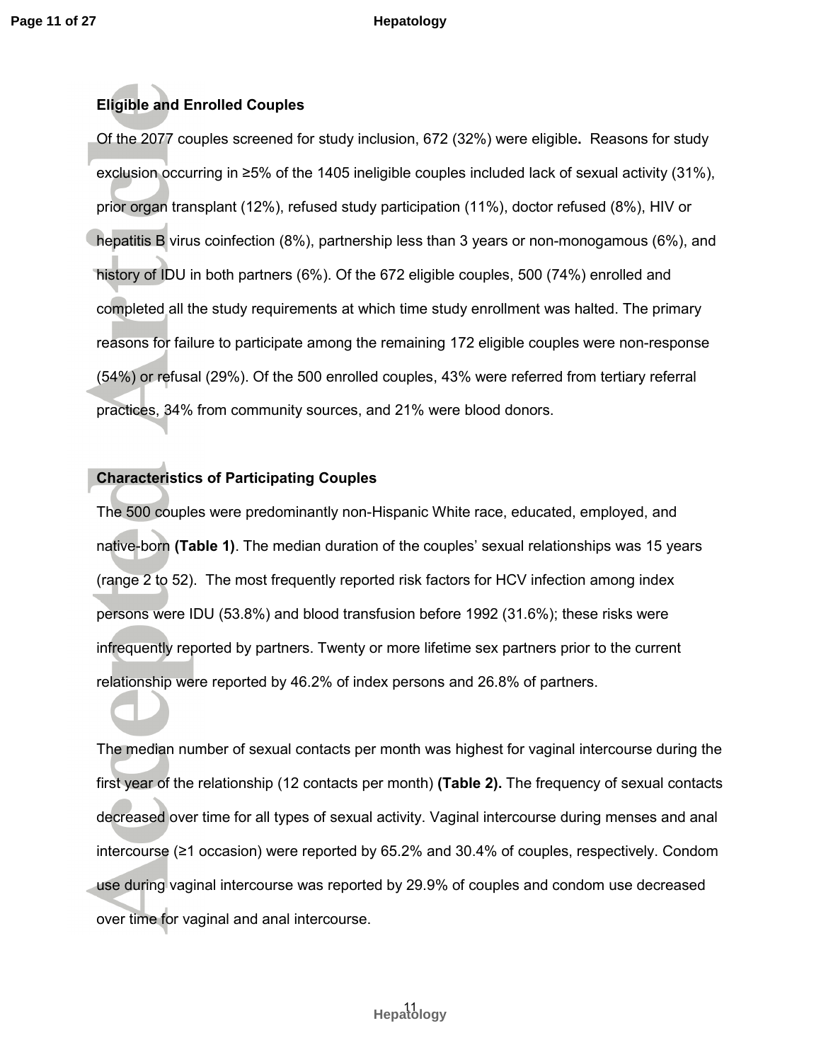## Eligible and Enrolled Couples

Of the 2077 couples screened for study inclusion, 672 (32%) were eligible. Reasons for study exclusion occurring in ≥5% of the 1405 ineligible couples included lack of sexual activity (31%), prior organ transplant (12%), refused study participation (11%), doctor refused (8%), HIV or hepatitis B virus coinfection (8%), partnership less than 3 years or non-monogamous (6%), and history of IDU in both partners (6%). Of the 672 eligible couples, 500 (74%) enrolled and completed all the study requirements at which time study enrollment was halted. The primary reasons for failure to participate among the remaining 172 eligible couples were non-response (54%) or refusal (29%). Of the 500 enrolled couples, 43% were referred from tertiary referral practices, 34% from community sources, and 21% were blood donors.

## Characteristics of Participating Couples

The 500 couples were predominantly non-Hispanic White race, educated, employed, and native-born **(Table 1)**. The median duration of the couples' sexual relationships was 15 years (range 2 to 52). The most frequently reported risk factors for HCV infection among index persons were IDU (53.8%) and blood transfusion before 1992 (31.6%); these risks were infrequently reported by partners. Twenty or more lifetime sex partners prior to the current relationship were reported by 46.2% of index persons and 26.8% of partners.

The median number of sexual contacts per month was highest for vaginal intercourse during the first year of the relationship (12 contacts per month) **(Table 2).** The frequency of sexual contacts decreased over time for all types of sexual activity. Vaginal intercourse during menses and anal intercourse (≥1 occasion) were reported by 65.2% and 30.4% of couples, respectively. Condom use during vaginal intercourse was reported by 29.9% of couples and condom use decreased over time for vaginal and anal intercourse.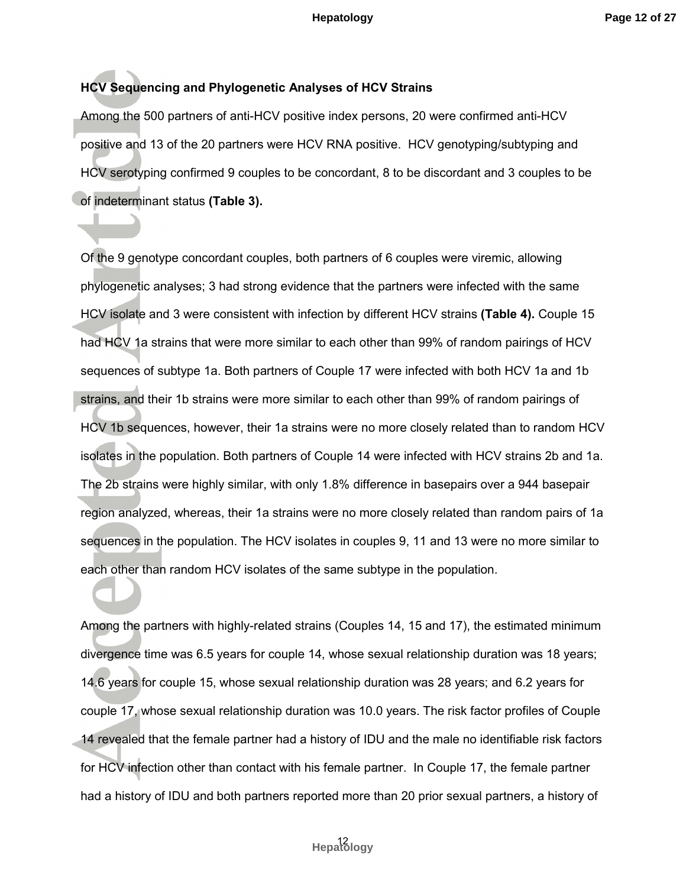**HCV Sequencing and Phylogenetic Analyses of HCV Strains**

Among the 500 partners of anti-HCV positive index persons, 20 were confirmed anti-HCV positive and 13 of the 20 partners were HCV RNA positive. HCV genotyping/subtyping and HCV serotyping confirmed 9 couples to be concordant, 8 to be discordant and 3 couples to be of indeterminant status **(Table 3).**

Of the 9 genotype concordant couples, both partners of 6 couples were viremic, allowing phylogenetic analyses; 3 had strong evidence that the partners were infected with the same HCV isolate and 3 were consistent with infection by different HCV strains **(Table 4).** Couple 15 had HCV 1a strains that were more similar to each other than 99% of random pairings of HCV sequences of subtype 1a. Both partners of Couple 17 were infected with both HCV 1a and 1b strains, and their 1b strains were more similar to each other than 99% of random pairings of HCV 1b sequences, however, their 1a strains were no more closely related than to random HCV isolates in the population. Both partners of Couple 14 were infected with HCV strains 2b and 1a. The 2b strains were highly similar, with only 1.8% difference in basepairs over a 944 basepair region analyzed, whereas, their 1a strains were no more closely related than random pairs of 1a sequences in the population. The HCV isolates in couples 9, 11 and 13 were no more similar to each other than random HCV isolates of the same subtype in the population.

Among the partners with highly-related strains (Couples 14, 15 and 17), the estimated minimum divergence time was 6.5 years for couple 14, whose sexual relationship duration was 18 years; 14.6 years for couple 15, whose sexual relationship duration was 28 years; and 6.2 years for couple 17, whose sexual relationship duration was 10.0 years. The risk factor profiles of Couple 14 revealed that the female partner had a history of IDU and the male no identifiable risk factors for HCV infection other than contact with his female partner. In Couple 17, the female partner had a history of IDU and both partners reported more than 20 prior sexual partners, a history of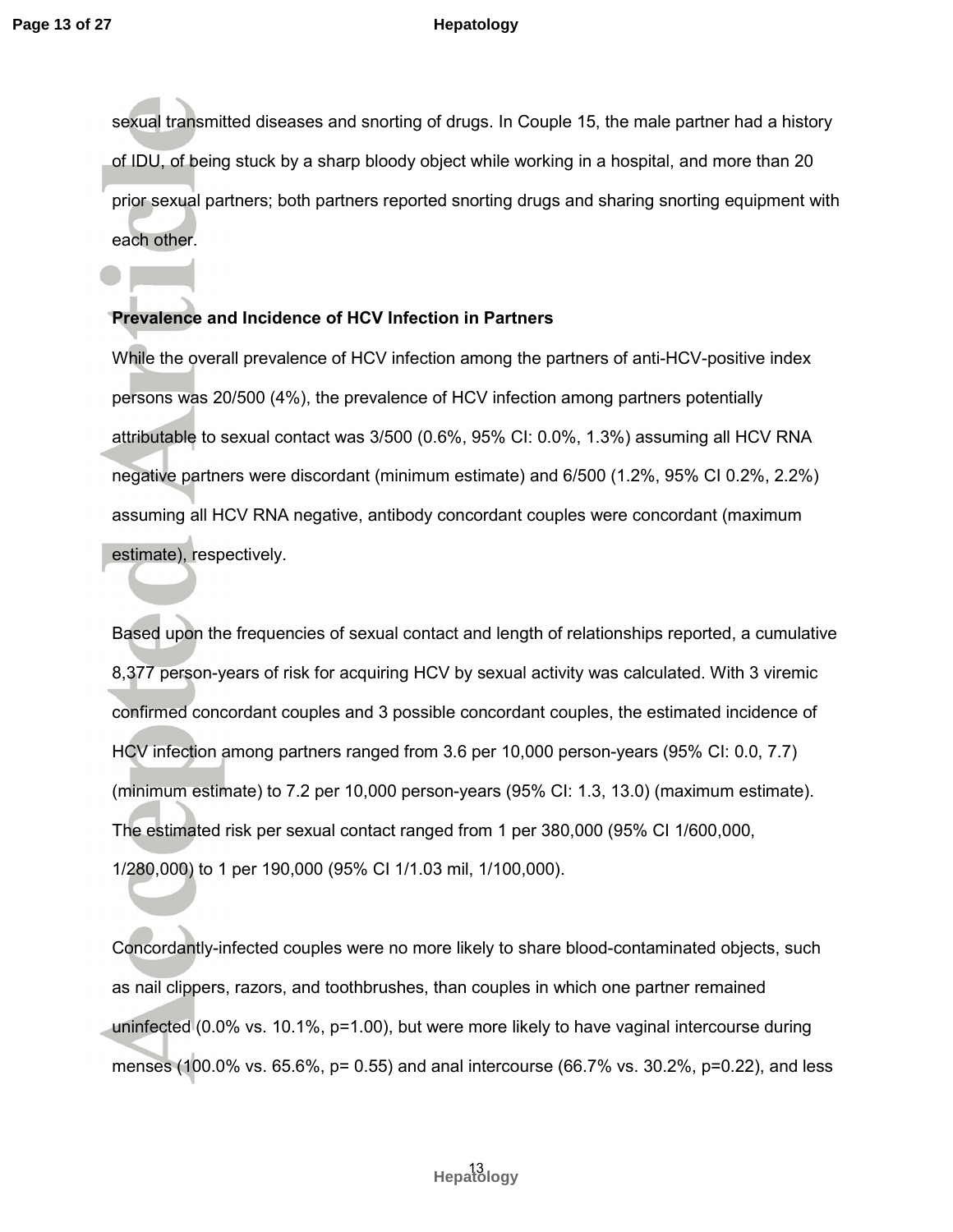sexual transmitted diseases and snorting of drugs. In Couple 15, the male partner had a history of IDU, of being stuck by a sharp bloody object while working in a hospital, and more than 20 prior sexual partners; both partners reported snorting drugs and sharing snorting equipment with each other.

### Prevalence and Incidence of HCV Infection in Partners

While the overall prevalence of HCV infection among the partners of anti-HCV-positive index persons was 20/500 (4%), the prevalence of HCV infection among partners potentially attributable to sexual contact was 3/500 (0.6%, 95% CI: 0.0%, 1.3%) assuming all HCV RNA negative partners were discordant (minimum estimate) and 6/500 (1.2%, 95% CI 0.2%, 2.2%) assuming all HCV RNA negative, antibody concordant couples were concordant (maximum estimate), respectively.

Based upon the frequencies of sexual contact and length of relationships reported, a cumulative 8,377 person-years of risk for acquiring HCV by sexual activity was calculated. With 3 viremic confirmed concordant couples and 3 possible concordant couples, the estimated incidence of HCV infection among partners ranged from 3.6 per 10,000 person-years (95% CI: 0.0, 7.7) (minimum estimate) to 7.2 per 10,000 person-years (95% CI: 1.3, 13.0) (maximum estimate). The estimated risk per sexual contact ranged from 1 per 380,000 (95% CI 1/600,000, 1/280,000) to 1 per 190,000 (95% CI 1/1.03 mil, 1/100,000).

Concordantly-infected couples were no more likely to share blood-contaminated objects, such as nail clippers, razors, and toothbrushes, than couples in which one partner remained uninfected (0.0% vs. 10.1%, p=1.00), but were more likely to have vaginal intercourse during menses (100.0% vs. 65.6%, p= 0.55) and anal intercourse (66.7% vs. 30.2%, p=0.22), and less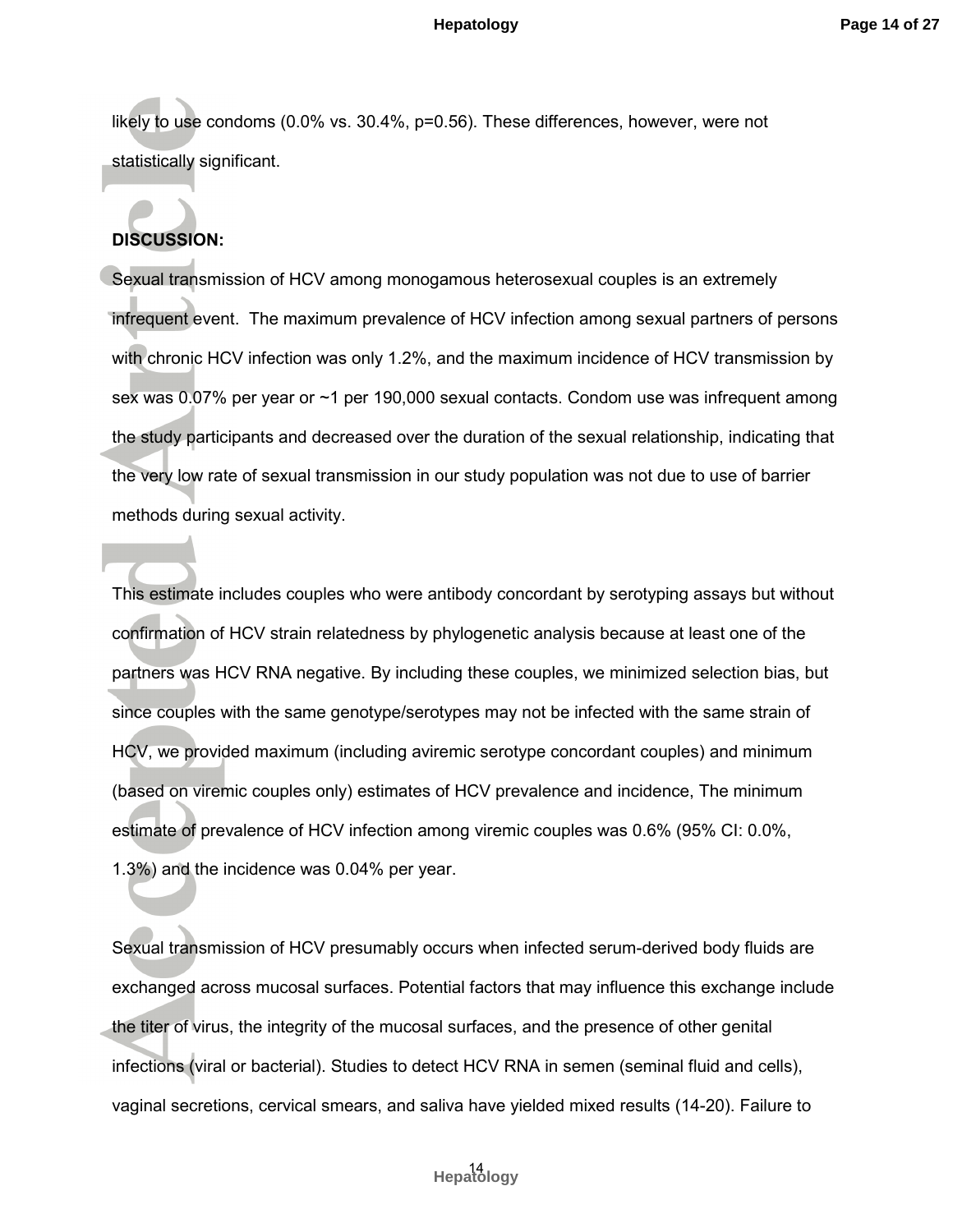likely to use condoms (0.0% vs. 30.4%, p=0.56). These differences, however, were not statistically significant.

**DISCUSSION:**

Sexual transmission of HCV among monogamous heterosexual couples is an extremely infrequent event. The maximum prevalence of HCV infection among sexual partners of persons with chronic HCV infection was only 1.2%, and the maximum incidence of HCV transmission by sex was 0.07% per year or ~1 per 190,000 sexual contacts. Condom use was infrequent among the study participants and decreased over the duration of the sexual relationship, indicating that the very low rate of sexual transmission in our study population was not due to use of barrier methods during sexual activity.

This estimate includes couples who were antibody concordant by serotyping assays but without confirmation of HCV strain relatedness by phylogenetic analysis because at least one of the partners was HCV RNA negative. By including these couples, we minimized selection bias, but since couples with the same genotype/serotypes may not be infected with the same strain of HCV, we provided maximum (including aviremic serotype concordant couples) and minimum (based on viremic couples only) estimates of HCV prevalence and incidence, The minimum estimate of prevalence of HCV infection among viremic couples was 0.6% (95% CI: 0.0%, 1.3%) and the incidence was 0.04% per year.

Sexual transmission of HCV presumably occurs when infected serum-derived body fluids are exchanged across mucosal surfaces. Potential factors that may influence this exchange include the titer of virus, the integrity of the mucosal surfaces, and the presence of other genital infections (viral or bacterial). Studies to detect HCV RNA in semen (seminal fluid and cells), vaginal secretions, cervical smears, and saliva have yielded mixed results (14-20). Failure to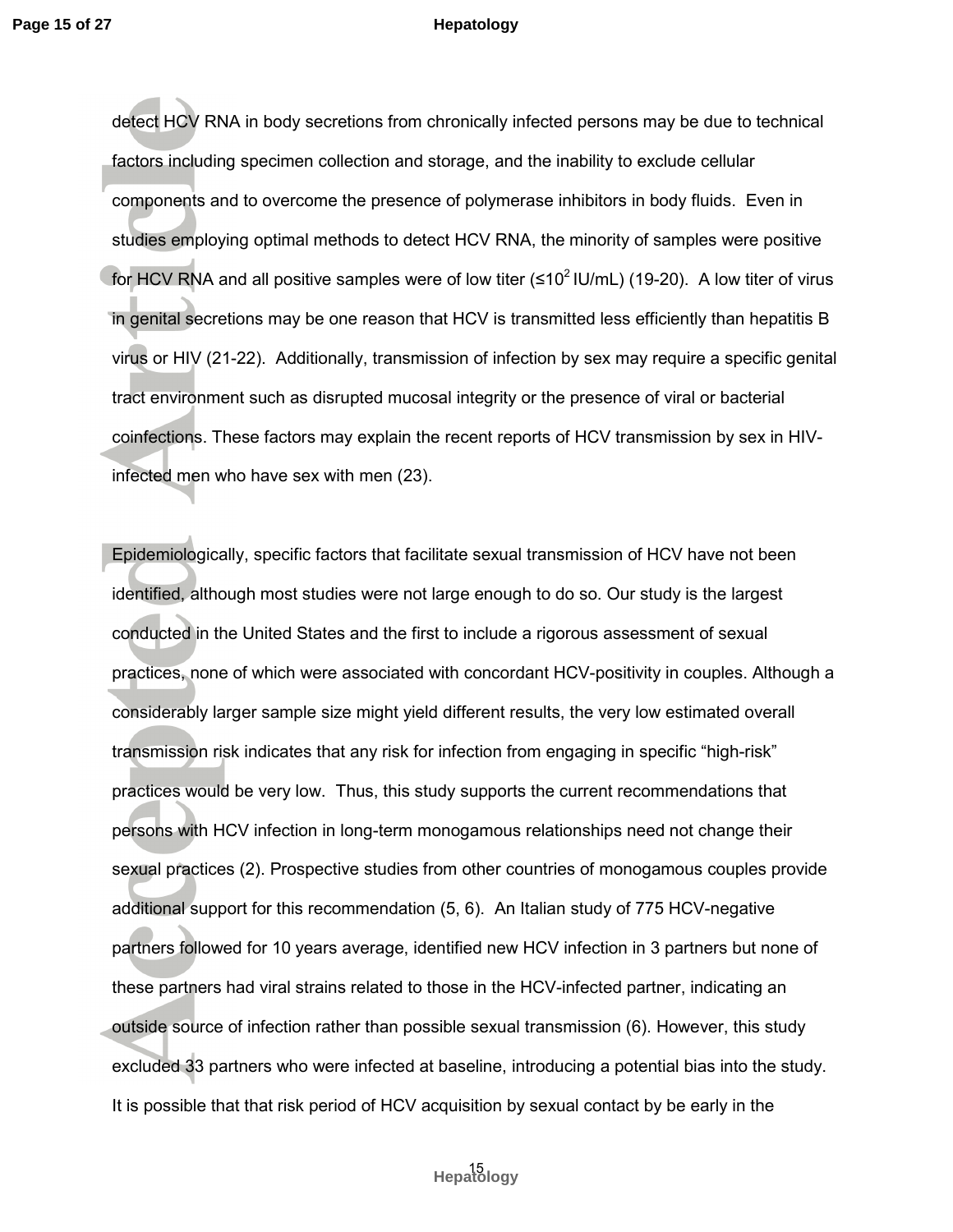detect HCV RNA in body secretions from chronically infected persons may be due to technical factors including specimen collection and storage, and the inability to exclude cellular components and to overcome the presence of polymerase inhibitors in body fluids. Even in studies employing optimal methods to detect HCV RNA, the minority of samples were positive for HCV RNA and all positive samples were of low titer (≤$10^2$ IU/mL) (19-20). A low titer of virus in genital secretions may be one reason that HCV is transmitted less efficiently than hepatitis B virus or HIV (21-22). Additionally, transmission of infection by sex may require a specific genital tract environment such as disrupted mucosal integrity or the presence of viral or bacterial coinfections. These factors may explain the recent reports of HCV transmission by sex in HIV-infected men who have sex with men (23).

Epidemiologically, specific factors that facilitate sexual transmission of HCV have not been identified, although most studies were not large enough to do so. Our study is the largest conducted in the United States and the first to include a rigorous assessment of sexual practices, none of which were associated with concordant HCV-positivity in couples. Although a considerably larger sample size might yield different results, the very low estimated overall transmission risk indicates that any risk for infection from engaging in specific "high-risk" practices would be very low. Thus, this study supports the current recommendations that persons with HCV infection in long-term monogamous relationships need not change their sexual practices (2). Prospective studies from other countries of monogamous couples provide additional support for this recommendation (5, 6). An Italian study of 775 HCV-negative partners followed for 10 years average, identified new HCV infection in 3 partners but none of these partners had viral strains related to those in the HCV-infected partner, indicating an outside source of infection rather than possible sexual transmission (6). However, this study excluded 33 partners who were infected at baseline, introducing a potential bias into the study. It is possible that that risk period of HCV acquisition by sexual contact by be early in the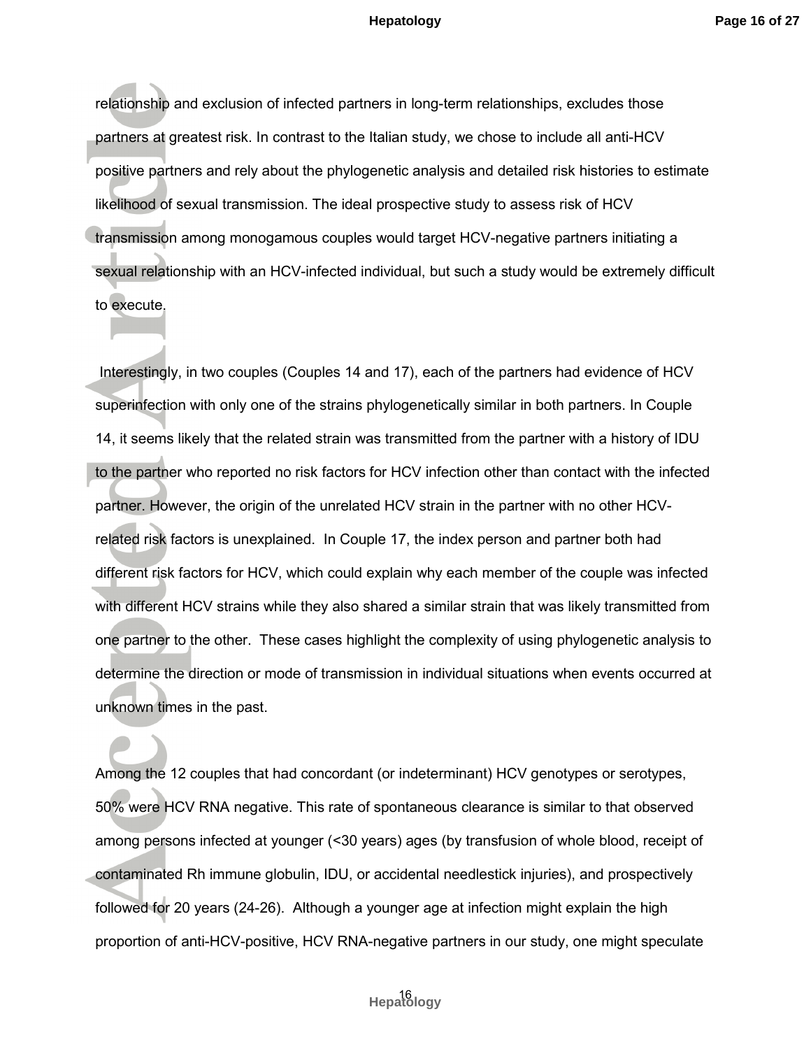relationship and exclusion of infected partners in long-term relationships, excludes those partners at greatest risk. In contrast to the Italian study, we chose to include all anti-HCV positive partners and rely about the phylogenetic analysis and detailed risk histories to estimate likelihood of sexual transmission. The ideal prospective study to assess risk of HCV transmission among monogamous couples would target HCV-negative partners initiating a sexual relationship with an HCV-infected individual, but such a study would be extremely difficult to execute.

Interestingly, in two couples (Couples 14 and 17), each of the partners had evidence of HCV superinfection with only one of the strains phylogenetically similar in both partners. In Couple 14, it seems likely that the related strain was transmitted from the partner with a history of IDU to the partner who reported no risk factors for HCV infection other than contact with the infected partner. However, the origin of the unrelated HCV strain in the partner with no other HCV-related risk factors is unexplained. In Couple 17, the index person and partner both had different risk factors for HCV, which could explain why each member of the couple was infected with different HCV strains while they also shared a similar strain that was likely transmitted from one partner to the other. These cases highlight the complexity of using phylogenetic analysis to determine the direction or mode of transmission in individual situations when events occurred at unknown times in the past.

Among the 12 couples that had concordant (or indeterminant) HCV genotypes or serotypes, 50% were HCV RNA negative. This rate of spontaneous clearance is similar to that observed among persons infected at younger (<30 years) ages (by transfusion of whole blood, receipt of contaminated Rh immune globulin, IDU, or accidental needlestick injuries), and prospectively followed for 20 years (24-26). Although a younger age at infection might explain the high proportion of anti-HCV-positive, HCV RNA-negative partners in our study, one might speculate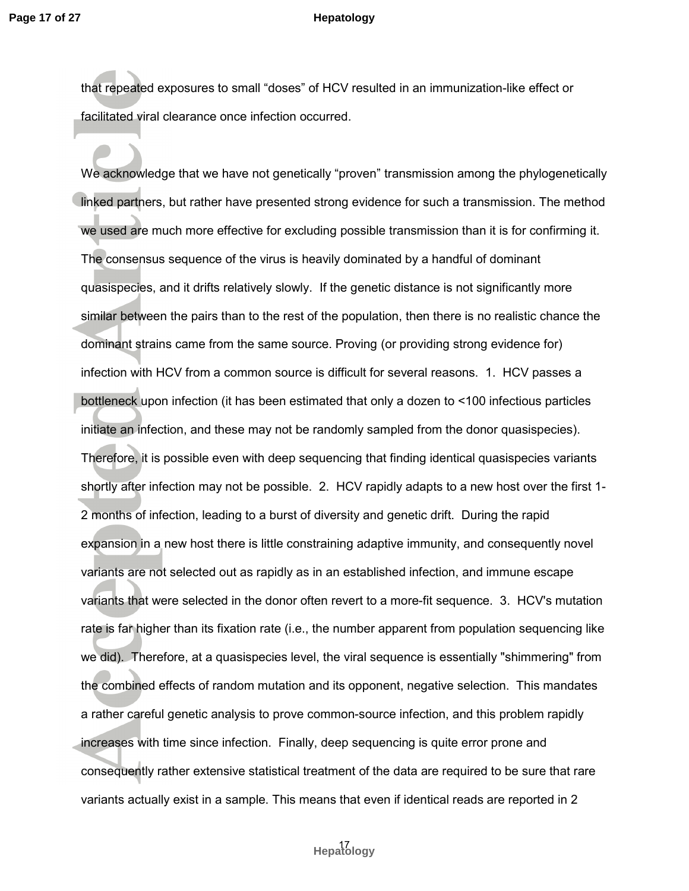that repeated exposures to small “doses” of HCV resulted in an immunization-like effect or facilitated viral clearance once infection occurred.

We acknowledge that we have not genetically “proven” transmission among the phylogenetically linked partners, but rather have presented strong evidence for such a transmission. The method we used are much more effective for excluding possible transmission than it is for confirming it. The consensus sequence of the virus is heavily dominated by a handful of dominant quasispecies, and it drifts relatively slowly. If the genetic distance is not significantly more similar between the pairs than to the rest of the population, then there is no realistic chance the dominant strains came from the same source. Proving (or providing strong evidence for) infection with HCV from a common source is difficult for several reasons. 1. HCV passes a bottleneck upon infection (it has been estimated that only a dozen to <100 infectious particles initiate an infection, and these may not be randomly sampled from the donor quasispecies). Therefore, it is possible even with deep sequencing that finding identical quasispecies variants shortly after infection may not be possible. 2. HCV rapidly adapts to a new host over the first 1-2 months of infection, leading to a burst of diversity and genetic drift. During the rapid expansion in a new host there is little constraining adaptive immunity, and consequently novel variants are not selected out as rapidly as in an established infection, and immune escape variants that were selected in the donor often revert to a more-fit sequence. 3. HCV's mutation rate is far higher than its fixation rate (i.e., the number apparent from population sequencing like we did). Therefore, at a quasispecies level, the viral sequence is essentially "shimmering" from the combined effects of random mutation and its opponent, negative selection. This mandates a rather careful genetic analysis to prove common-source infection, and this problem rapidly increases with time since infection. Finally, deep sequencing is quite error prone and consequently rather extensive statistical treatment of the data are required to be sure that rare variants actually exist in a sample. This means that even if identical reads are reported in 2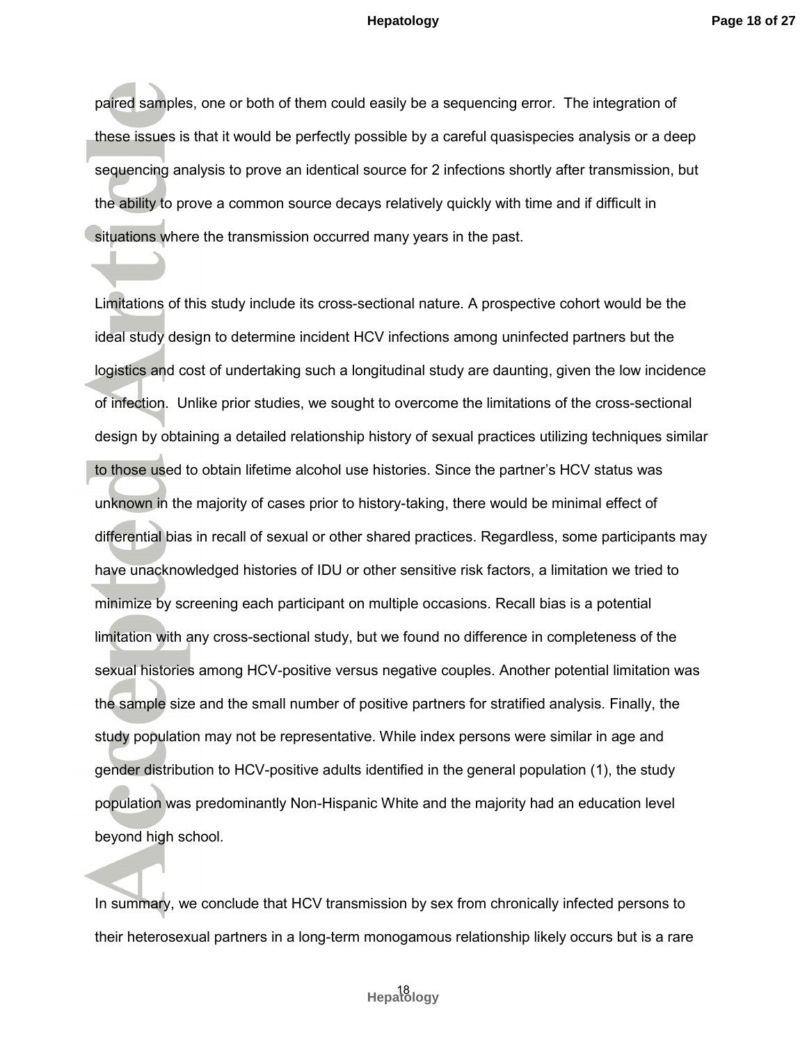paired samples, one or both of them could easily be a sequencing error. The integration of these issues is that it would be perfectly possible by a careful quasispecies analysis or a deep sequencing analysis to prove an identical source for 2 infections shortly after transmission, but the ability to prove a common source decays relatively quickly with time and if difficult in situations where the transmission occurred many years in the past.

Limitations of this study include its cross-sectional nature. A prospective cohort would be the ideal study design to determine incident HCV infections among uninfected partners but the logistics and cost of undertaking such a longitudinal study are daunting, given the low incidence of infection. Unlike prior studies, we sought to overcome the limitations of the cross-sectional design by obtaining a detailed relationship history of sexual practices utilizing techniques similar to those used to obtain lifetime alcohol use histories. Since the partner's HCV status was unknown in the majority of cases prior to history-taking, there would be minimal effect of differential bias in recall of sexual or other shared practices. Regardless, some participants may have unacknowledged histories of IDU or other sensitive risk factors, a limitation we tried to minimize by screening each participant on multiple occasions. Recall bias is a potential limitation with any cross-sectional study, but we found no difference in completeness of the sexual histories among HCV-positive versus negative couples. Another potential limitation was the sample size and the small number of positive partners for stratified analysis. Finally, the study population may not be representative. While index persons were similar in age and gender distribution to HCV-positive adults identified in the general population (1), the study population was predominantly Non-Hispanic White and the majority had an education level beyond high school.

In summary, we conclude that HCV transmission by sex from chronically infected persons to their heterosexual partners in a long-term monogamous relationship likely occurs but is a rare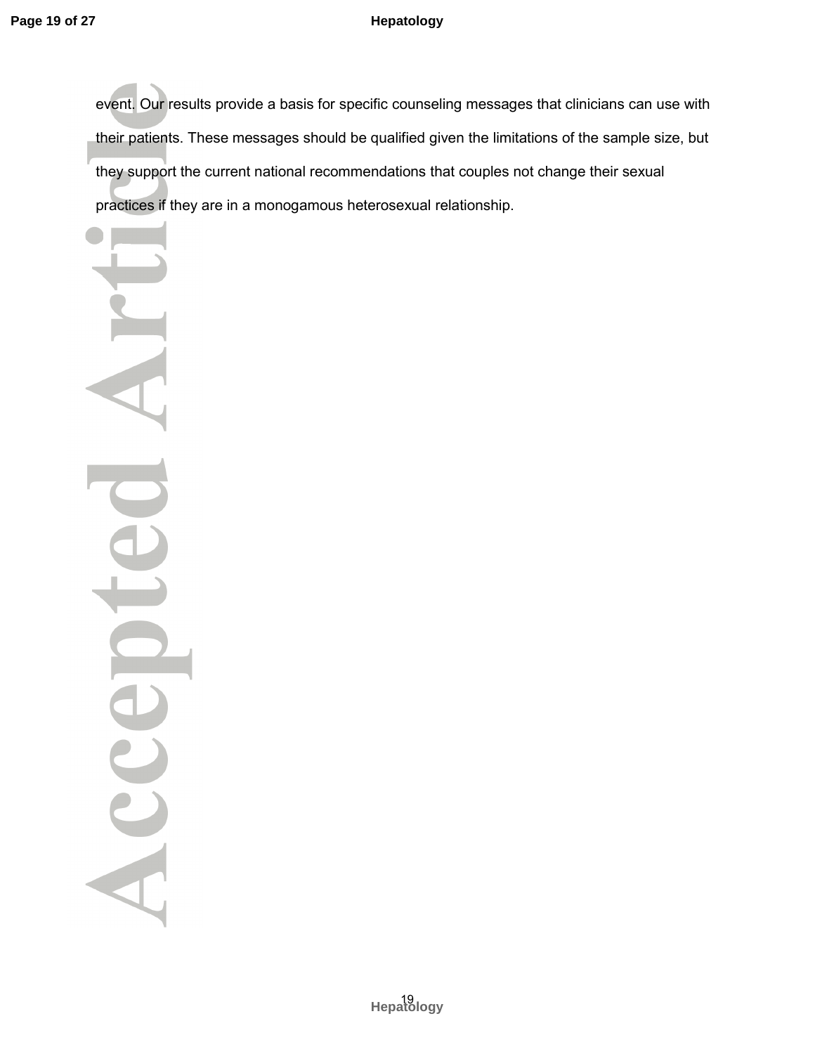event. Our results provide a basis for specific counseling messages that clinicians can use with their patients. These messages should be qualified given the limitations of the sample size, but they support the current national recommendations that couples not change their sexual practices if they are in a monogamous heterosexual relationship.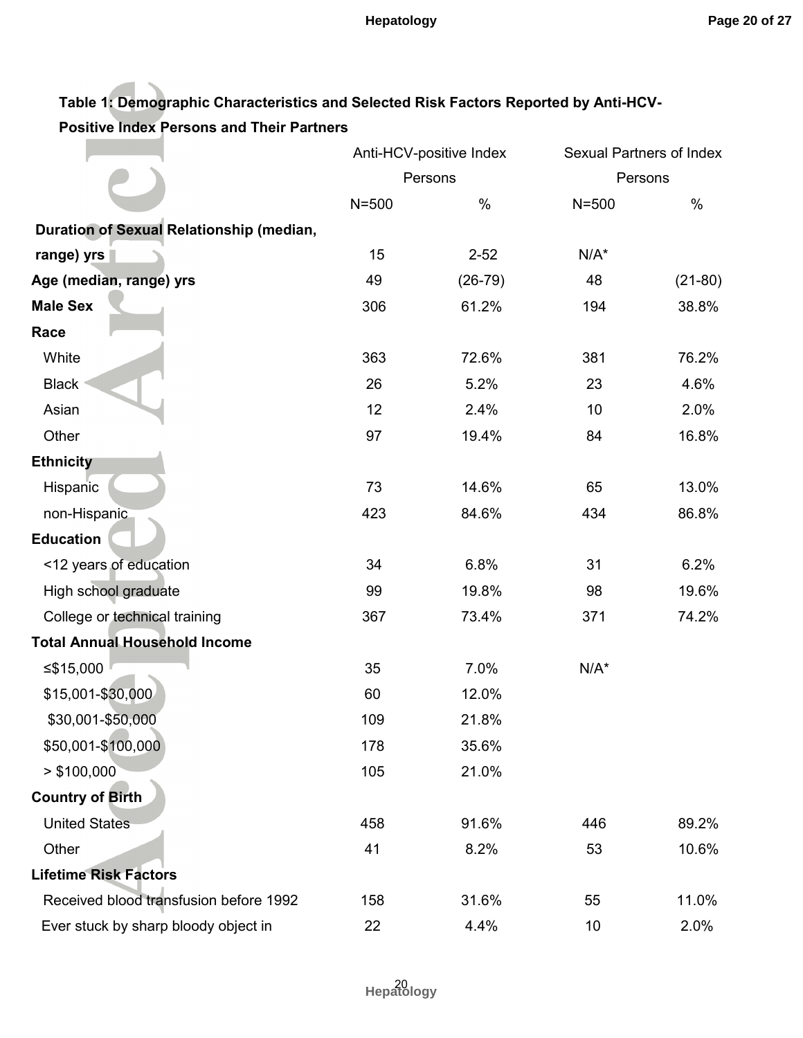**Table 1: Demographic Characteristics and Selected Risk Factors Reported by Anti-HCV-Positive Index Persons and Their Partners**

| | Anti-HCV-positive Index Persons | | Sexual Partners of Index Persons | |
|---|---|---|---|---|
| | N=500 | % | N=500 | % |
| **Duration of Sexual Relationship (median, range) yrs** | 15 | 2-52 | N/A* | |
| **Age (median, range) yrs** | 49 | (26-79) | 48 | (21-80) |
| **Male Sex** | 306 | 61.2% | 194 | 38.8% |
| **Race** | | | | |
| White | 363 | 72.6% | 381 | 76.2% |
| Black | 26 | 5.2% | 23 | 4.6% |
| Asian | 12 | 2.4% | 10 | 2.0% |
| Other | 97 | 19.4% | 84 | 16.8% |
| **Ethnicity** | | | | |
| Hispanic | 73 | 14.6% | 65 | 13.0% |
| non-Hispanic | 423 | 84.6% | 434 | 86.8% |
| **Education** | | | | |
| <12 years of education | 34 | 6.8% | 31 | 6.2% |
| High school graduate | 99 | 19.8% | 98 | 19.6% |
| College or technical training | 367 | 73.4% | 371 | 74.2% |
| **Total Annual Household Income** | | | | |
| ≤$15,000 | 35 | 7.0% | N/A* | |
| $15,001-$30,000 | 60 | 12.0% | | |
| $30,001-$50,000 | 109 | 21.8% | | |
| $50,001-$100,000 | 178 | 35.6% | | |
| > $100,000 | 105 | 21.0% | | |
| **Country of Birth** | | | | |
| United States | 458 | 91.6% | 446 | 89.2% |
| Other | 41 | 8.2% | 53 | 10.6% |
| **Lifetime Risk Factors** | | | | |
| Received blood transfusion before 1992 | 158 | 31.6% | 55 | 11.0% |
| Ever stuck by sharp bloody object in | 22 | 4.4% | 10 | 2.0% |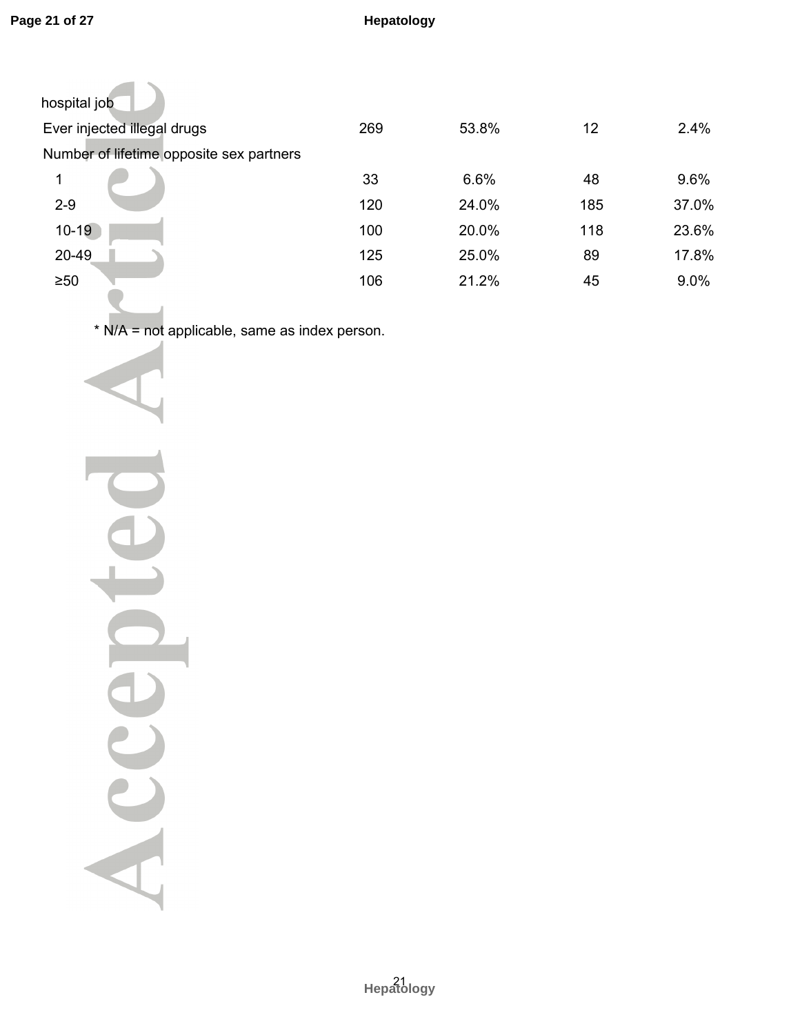| | | | | |
|---|---|---|---|---|
| hospital job | | | | |
| Ever injected illegal drugs | 269 | 53.8% | 12 | 2.4% |
| Number of lifetime opposite sex partners | | | | |
| 1 | 33 | 6.6% | 48 | 9.6% |
| 2-9 | 120 | 24.0% | 185 | 37.0% |
| 10-19 | 100 | 20.0% | 118 | 23.6% |
| 20-49 | 125 | 25.0% | 89 | 17.8% |
| ≥50 | 106 | 21.2% | 45 | 9.0% |

* N/A = not applicable, same as index person.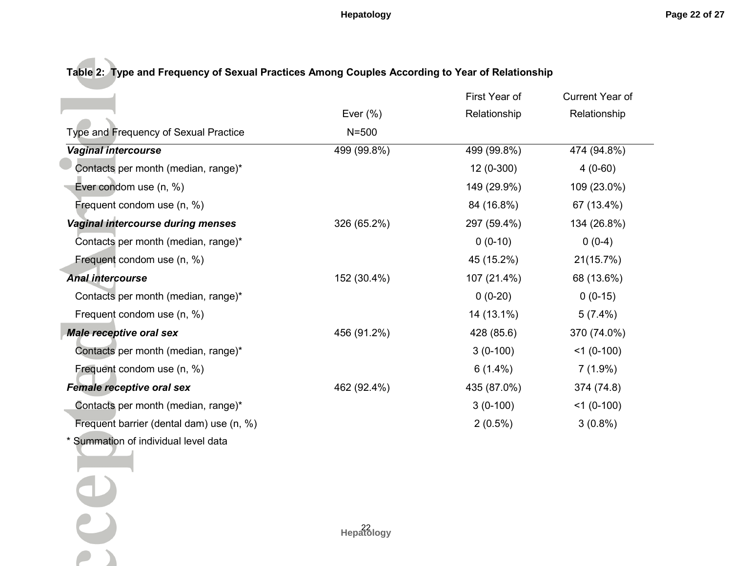**Table 2: Type and Frequency of Sexual Practices Among Couples According to Year of Relationship**

| Type and Frequency of Sexual Practice | Ever (%) N=500 | First Year of Relationship | Current Year of Relationship |
|---|---|---|---|
| ***Vaginal intercourse*** | 499 (99.8%) | 499 (99.8%) | 474 (94.8%) |
| Contacts per month (median, range)* | | 12 (0-300) | 4 (0-60) |
| Ever condom use (n, %) | | 149 (29.9%) | 109 (23.0%) |
| Frequent condom use (n, %) | | 84 (16.8%) | 67 (13.4%) |
| ***Vaginal intercourse during menses*** | 326 (65.2%) | 297 (59.4%) | 134 (26.8%) |
| Contacts per month (median, range)* | | 0 (0-10) | 0 (0-4) |
| Frequent condom use (n, %) | | 45 (15.2%) | 21(15.7%) |
| ***Anal intercourse*** | 152 (30.4%) | 107 (21.4%) | 68 (13.6%) |
| Contacts per month (median, range)* | | 0 (0-20) | 0 (0-15) |
| Frequent condom use (n, %) | | 14 (13.1%) | 5 (7.4%) |
| ***Male receptive oral sex*** | 456 (91.2%) | 428 (85.6) | 370 (74.0%) |
| Contacts per month (median, range)* | | 3 (0-100) | <1 (0-100) |
| Frequent condom use (n, %) | | 6 (1.4%) | 7 (1.9%) |
| ***Female receptive oral sex*** | 462 (92.4%) | 435 (87.0%) | 374 (74.8) |
| Contacts per month (median, range)* | | 3 (0-100) | <1 (0-100) |
| Frequent barrier (dental dam) use (n, %) | | 2 (0.5%) | 3 (0.8%) |

* Summation of individual level data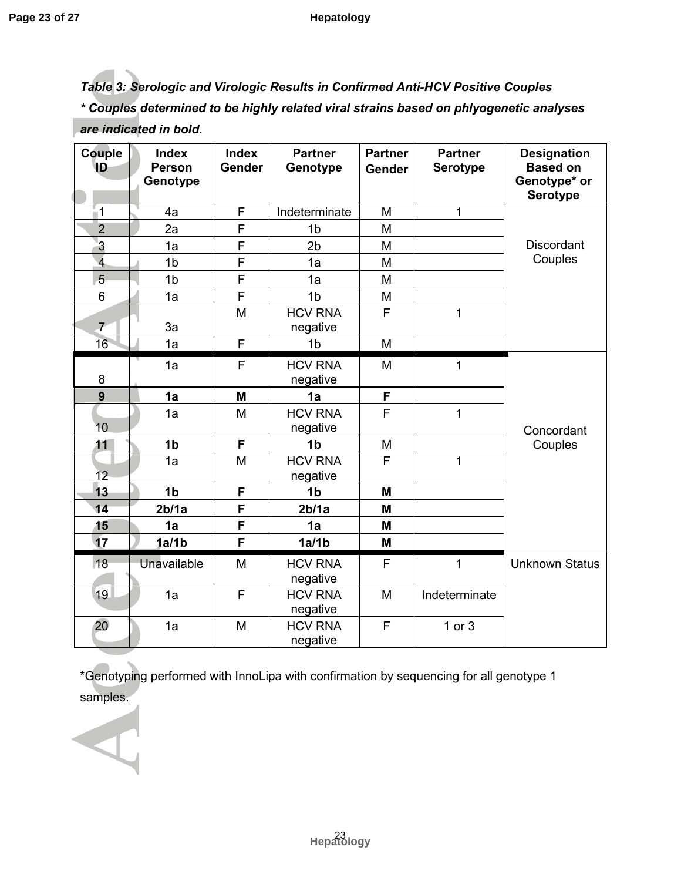*Table 3: Serologic and Virologic Results in Confirmed Anti-HCV Positive Couples*

***\* Couples determined to be highly related viral strains based on phlyogenetic analyses are indicated in bold.***

| Couple ID | Index Person Genotype | Index Gender | Partner Genotype | Partner Gender | Partner Serotype | Designation Based on Genotype* or Serotype |
|---|---|---|---|---|---|---|
| 1 | 4a | F | Indeterminate | M | 1 | Discordant Couples |
| 2 | 2a | F | 1b | M | | |
| 3 | 1a | F | 2b | M | | |
| 4 | 1b | F | 1a | M | | |
| 5 | 1b | F | 1a | M | | |
| 6 | 1a | F | 1b | M | | |
| 7 | 3a | M | HCV RNA negative | F | 1 | |
| 16 | 1a | F | 1b | M | | |
| 8 | 1a | F | HCV RNA negative | M | 1 | Concordant Couples |
| **9** | **1a** | **M** | **1a** | **F** | | |
| 10 | 1a | M | HCV RNA negative | F | 1 | |
| **11** | **1b** | **F** | **1b** | M | | |
| 12 | 1a | M | HCV RNA negative | F | 1 | |
| **13** | **1b** | **F** | **1b** | **M** | | |
| **14** | **2b/1a** | **F** | **2b/1a** | **M** | | |
| **15** | **1a** | **F** | **1a** | **M** | | |
| **17** | **1a/1b** | **F** | **1a/1b** | **M** | | |
| 18 | Unavailable | M | HCV RNA negative | F | 1 | Unknown Status |
| 19 | 1a | F | HCV RNA negative | M | Indeterminate | |
| 20 | 1a | M | HCV RNA negative | F | 1 or 3 | |

*Genotyping performed with InnoLipa with confirmation by sequencing for all genotype 1 samples.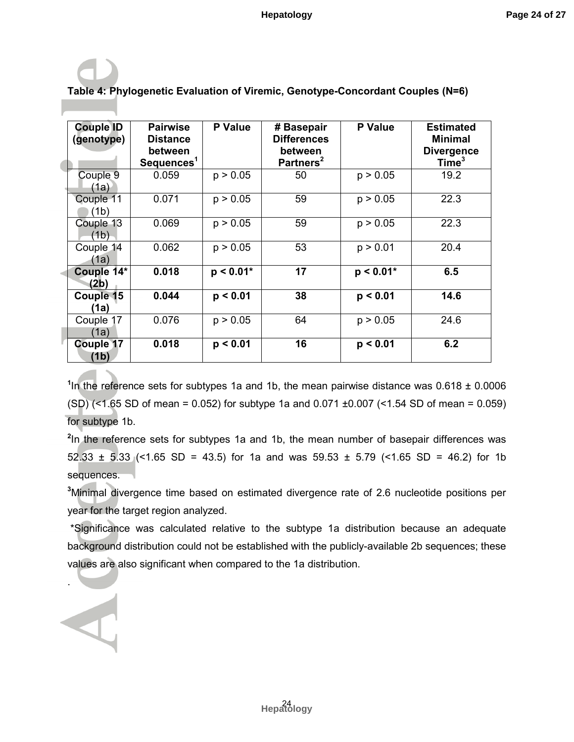**Table 4: Phylogenetic Evaluation of Viremic, Genotype-Concordant Couples (N=6)**

| Couple ID (genotype) | Pairwise Distance between Sequences[1] | P Value | # Basepair Differences between Partners[2] | P Value | Estimated Minimal Divergence Time[3] |
|---|---|---|---|---|---|
| Couple 9 (1a) | 0.059 | $p > 0.05$ | 50 | $p > 0.05$ | 19.2 |
| Couple 11 (1b) | 0.071 | $p > 0.05$ | 59 | $p > 0.05$ | 22.3 |
| Couple 13 (1b) | 0.069 | $p > 0.05$ | 59 | $p > 0.05$ | 22.3 |
| Couple 14 (1a) | 0.062 | $p > 0.05$ | 53 | $p > 0.01$ | 20.4 |
| **Couple 14* (2b)** | **0.018** | **$p < 0.01$*** | **17** | **$p < 0.01$*** | **6.5** |
| **Couple 15 (1a)** | **0.044** | **$p < 0.01$** | **38** | **$p < 0.01$** | **14.6** |
| Couple 17 (1a) | 0.076 | $p > 0.05$ | 64 | $p > 0.05$ | 24.6 |
| **Couple 17 (1b)** | **0.018** | **$p < 0.01$** | **16** | **$p < 0.01$** | **6.2** |

[1]In the reference sets for subtypes 1a and 1b, the mean pairwise distance was 0.618 ± 0.0006 (SD) (<1.65 SD of mean = 0.052) for subtype 1a and 0.071 ±0.007 (<1.54 SD of mean = 0.059) for subtype 1b.

[2]In the reference sets for subtypes 1a and 1b, the mean number of basepair differences was 52.33 ± 5.33 (<1.65 SD = 43.5) for 1a and was 59.53 ± 5.79 (<1.65 SD = 46.2) for 1b sequences.

[3]Minimal divergence time based on estimated divergence rate of 2.6 nucleotide positions per year for the target region analyzed.

*Significance was calculated relative to the subtype 1a distribution because an adequate background distribution could not be established with the publicly-available 2b sequences; these values are also significant when compared to the 1a distribution.

.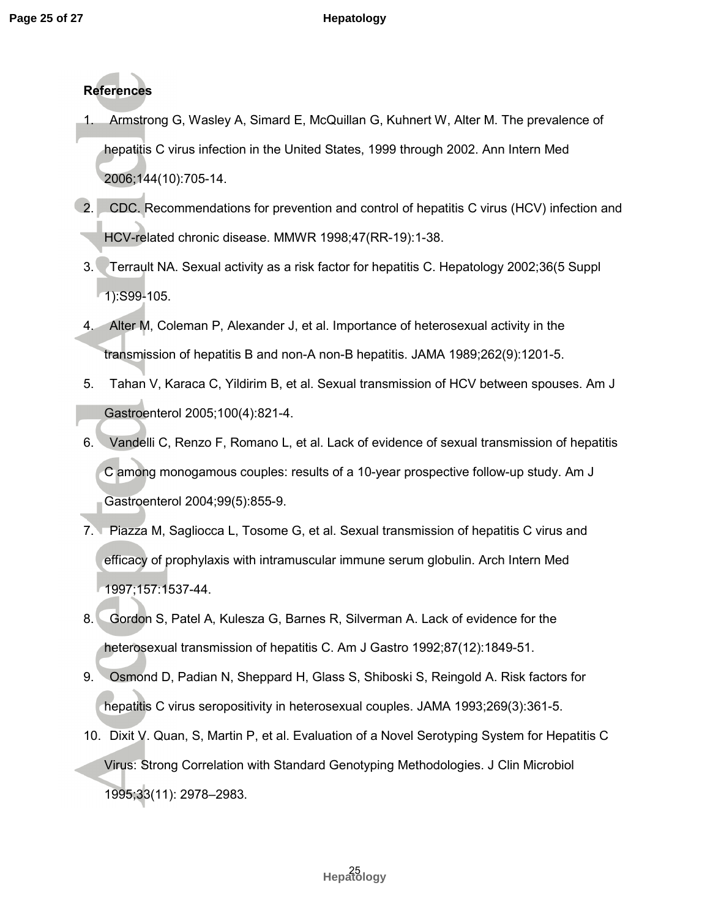## References

1. Armstrong G, Wasley A, Simard E, McQuillan G, Kuhnert W, Alter M. The prevalence of hepatitis C virus infection in the United States, 1999 through 2002. Ann Intern Med 2006;144(10):705-14.
2. CDC. Recommendations for prevention and control of hepatitis C virus (HCV) infection and HCV-related chronic disease. MMWR 1998;47(RR-19):1-38.
3. Terrault NA. Sexual activity as a risk factor for hepatitis C. Hepatology 2002;36(5 Suppl 1):S99-105.
4. Alter M, Coleman P, Alexander J, et al. Importance of heterosexual activity in the transmission of hepatitis B and non-A non-B hepatitis. JAMA 1989;262(9):1201-5.
5. Tahan V, Karaca C, Yildirim B, et al. Sexual transmission of HCV between spouses. Am J Gastroenterol 2005;100(4):821-4.
6. Vandelli C, Renzo F, Romano L, et al. Lack of evidence of sexual transmission of hepatitis C among monogamous couples: results of a 10-year prospective follow-up study. Am J Gastroenterol 2004;99(5):855-9.
7. Piazza M, Sagliocca L, Tosome G, et al. Sexual transmission of hepatitis C virus and efficacy of prophylaxis with intramuscular immune serum globulin. Arch Intern Med 1997;157:1537-44.
8. Gordon S, Patel A, Kulesza G, Barnes R, Silverman A. Lack of evidence for the heterosexual transmission of hepatitis C. Am J Gastro 1992;87(12):1849-51.
9. Osmond D, Padian N, Sheppard H, Glass S, Shiboski S, Reingold A. Risk factors for hepatitis C virus seropositivity in heterosexual couples. JAMA 1993;269(3):361-5.
10. Dixit V. Quan, S, Martin P, et al. Evaluation of a Novel Serotyping System for Hepatitis C Virus: Strong Correlation with Standard Genotyping Methodologies. J Clin Microbiol 1995;33(11): 2978–2983.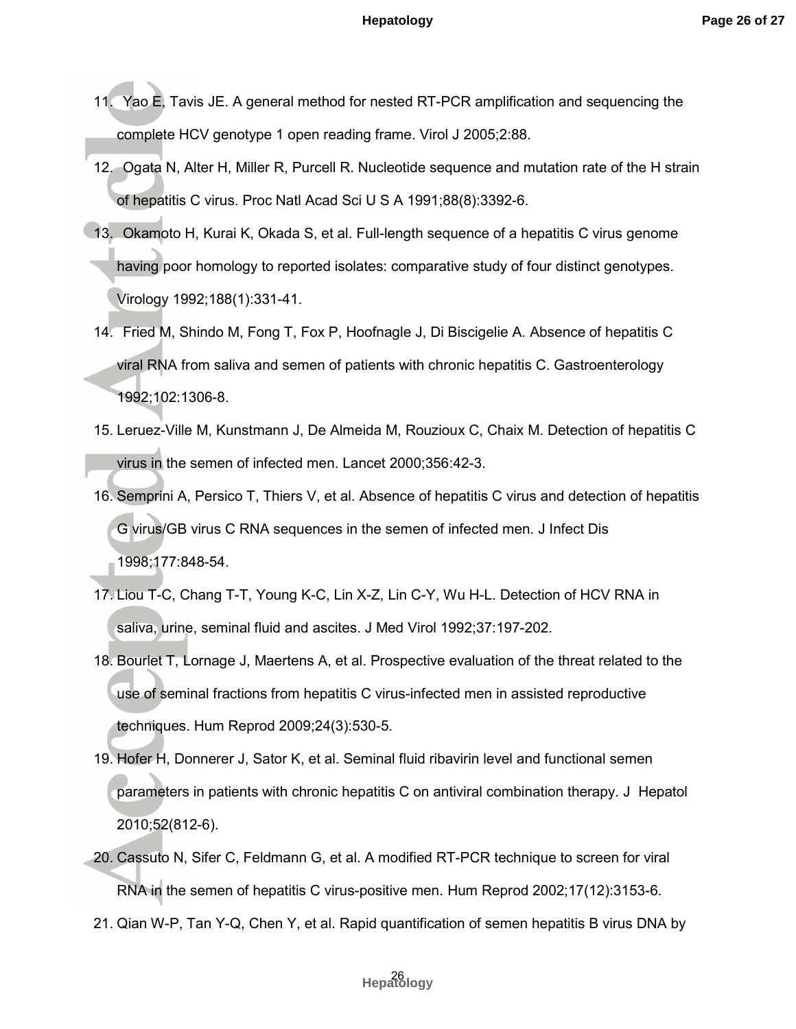11. Yao E, Tavis JE. A general method for nested RT-PCR amplification and sequencing the complete HCV genotype 1 open reading frame. Virol J 2005;2:88.
12. Ogata N, Alter H, Miller R, Purcell R. Nucleotide sequence and mutation rate of the H strain of hepatitis C virus. Proc Natl Acad Sci U S A 1991;88(8):3392-6.
13. Okamoto H, Kurai K, Okada S, et al. Full-length sequence of a hepatitis C virus genome having poor homology to reported isolates: comparative study of four distinct genotypes. Virology 1992;188(1):331-41.
14. Fried M, Shindo M, Fong T, Fox P, Hoofnagle J, Di Biscigelie A. Absence of hepatitis C viral RNA from saliva and semen of patients with chronic hepatitis C. Gastroenterology 1992;102:1306-8.
15. Leruez-Ville M, Kunstmann J, De Almeida M, Rouzioux C, Chaix M. Detection of hepatitis C virus in the semen of infected men. Lancet 2000;356:42-3.
16. Semprini A, Persico T, Thiers V, et al. Absence of hepatitis C virus and detection of hepatitis G virus/GB virus C RNA sequences in the semen of infected men. J Infect Dis 1998;177:848-54.
17. Liou T-C, Chang T-T, Young K-C, Lin X-Z, Lin C-Y, Wu H-L. Detection of HCV RNA in saliva, urine, seminal fluid and ascites. J Med Virol 1992;37:197-202.
18. Bourlet T, Lornage J, Maertens A, et al. Prospective evaluation of the threat related to the use of seminal fractions from hepatitis C virus-infected men in assisted reproductive techniques. Hum Reprod 2009;24(3):530-5.
19. Hofer H, Donnerer J, Sator K, et al. Seminal fluid ribavirin level and functional semen parameters in patients with chronic hepatitis C on antiviral combination therapy. J Hepatol 2010;52(812-6).
20. Cassuto N, Sifer C, Feldmann G, et al. A modified RT-PCR technique to screen for viral RNA in the semen of hepatitis C virus-positive men. Hum Reprod 2002;17(12):3153-6.
21. Qian W-P, Tan Y-Q, Chen Y, et al. Rapid quantification of semen hepatitis B virus DNA by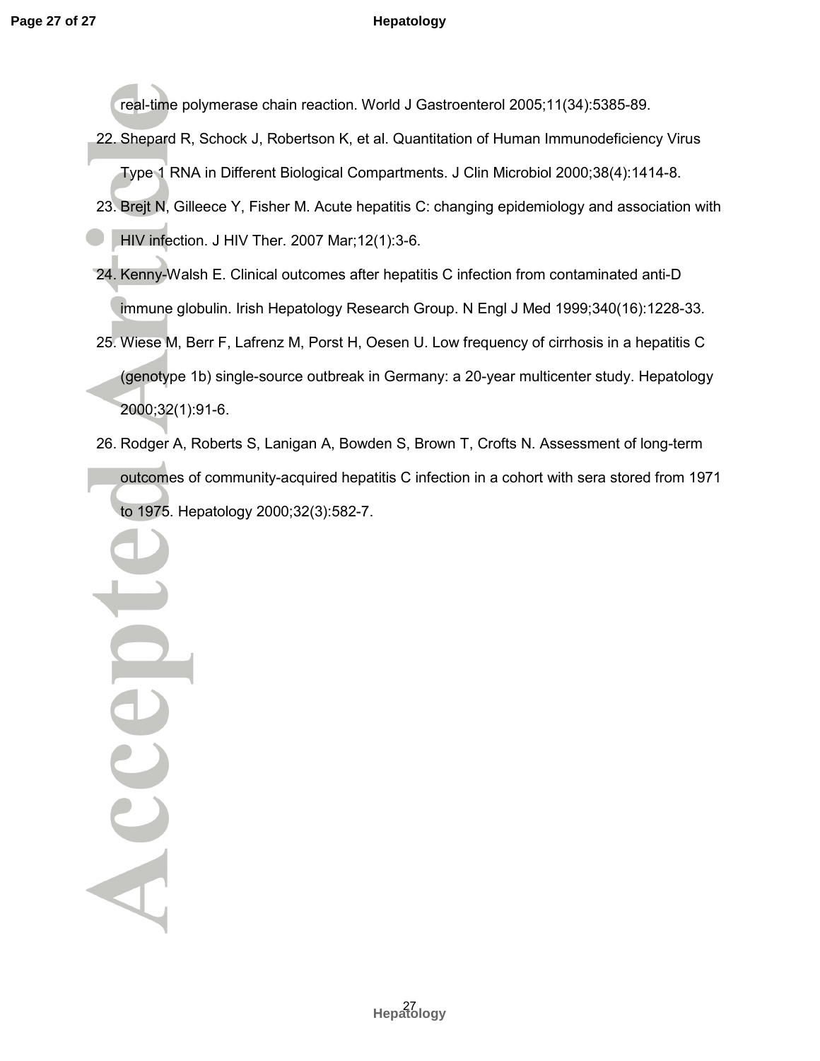real-time polymerase chain reaction. World J Gastroenterol 2005;11(34):5385-89.

22. Shepard R, Schock J, Robertson K, et al. Quantitation of Human Immunodeficiency Virus Type 1 RNA in Different Biological Compartments. J Clin Microbiol 2000;38(4):1414-8.
23. Brejt N, Gilleece Y, Fisher M. Acute hepatitis C: changing epidemiology and association with HIV infection. J HIV Ther. 2007 Mar;12(1):3-6.
24. Kenny-Walsh E. Clinical outcomes after hepatitis C infection from contaminated anti-D immune globulin. Irish Hepatology Research Group. N Engl J Med 1999;340(16):1228-33.
25. Wiese M, Berr F, Lafrenz M, Porst H, Oesen U. Low frequency of cirrhosis in a hepatitis C (genotype 1b) single-source outbreak in Germany: a 20-year multicenter study. Hepatology 2000;32(1):91-6.
26. Rodger A, Roberts S, Lanigan A, Bowden S, Brown T, Crofts N. Assessment of long-term outcomes of community-acquired hepatitis C infection in a cohort with sera stored from 1971 to 1975. Hepatology 2000;32(3):582-7.